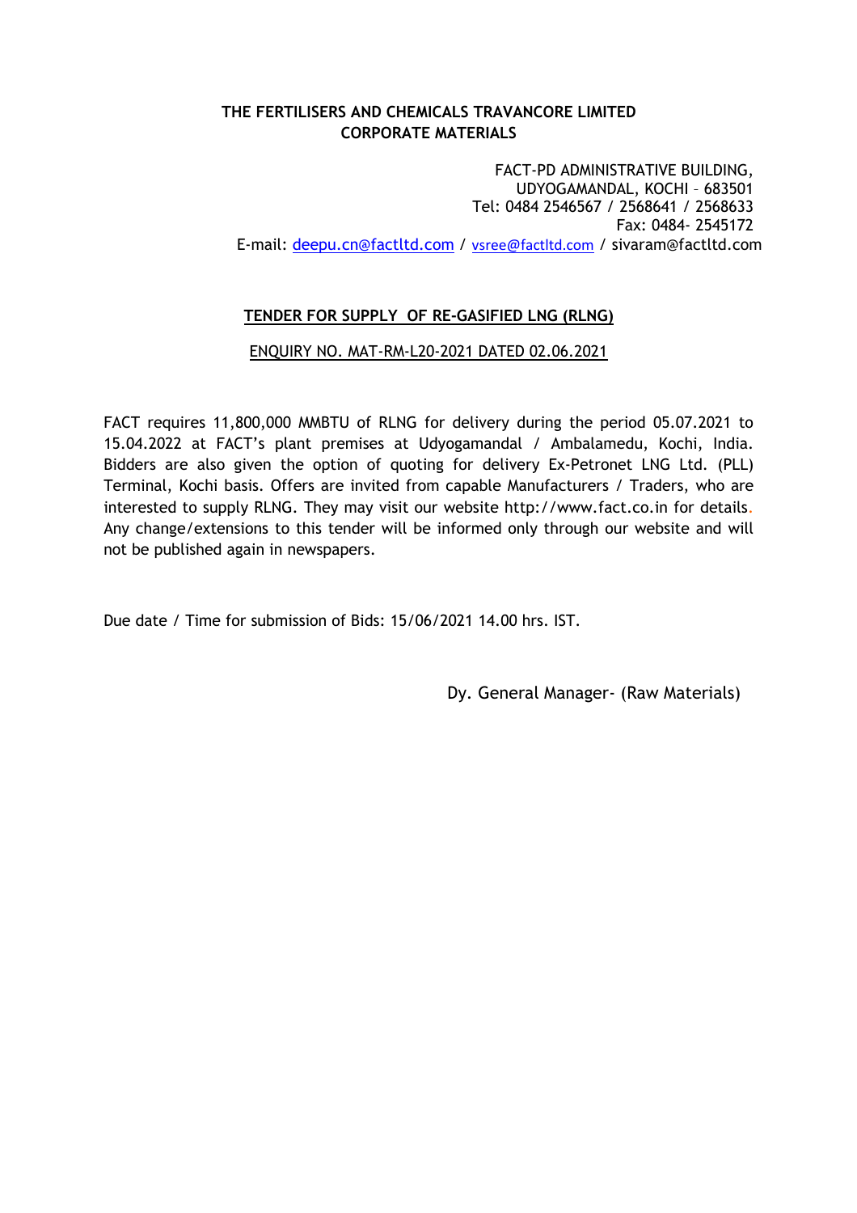**THE FERTILISERS AND CHEMICALS TRAVANCORE LIMITED**
**CORPORATE MATERIALS**

FACT-PD ADMINISTRATIVE BUILDING,
UDYOGAMANDAL, KOCHI – 683501
Tel: 0484 2546567 / 2568641 / 2568633
Fax: 0484- 2545172
E-mail: deepu.cn@factltd.com / vsree@factltd.com / sivaram@factltd.com

**TENDER FOR SUPPLY OF RE-GASIFIED LNG (RLNG)**

ENQUIRY NO. MAT-RM-L20-2021 DATED 02.06.2021

FACT requires 11,800,000 MMBTU of RLNG for delivery during the period 05.07.2021 to 15.04.2022 at FACT's plant premises at Udyogamandal / Ambalamedu, Kochi, India. Bidders are also given the option of quoting for delivery Ex-Petronet LNG Ltd. (PLL) Terminal, Kochi basis. Offers are invited from capable Manufacturers / Traders, who are interested to supply RLNG. They may visit our website http://www.fact.co.in for details. Any change/extensions to this tender will be informed only through our website and will not be published again in newspapers.

Due date / Time for submission of Bids: 15/06/2021 14.00 hrs. IST.

Dy. General Manager- (Raw Materials)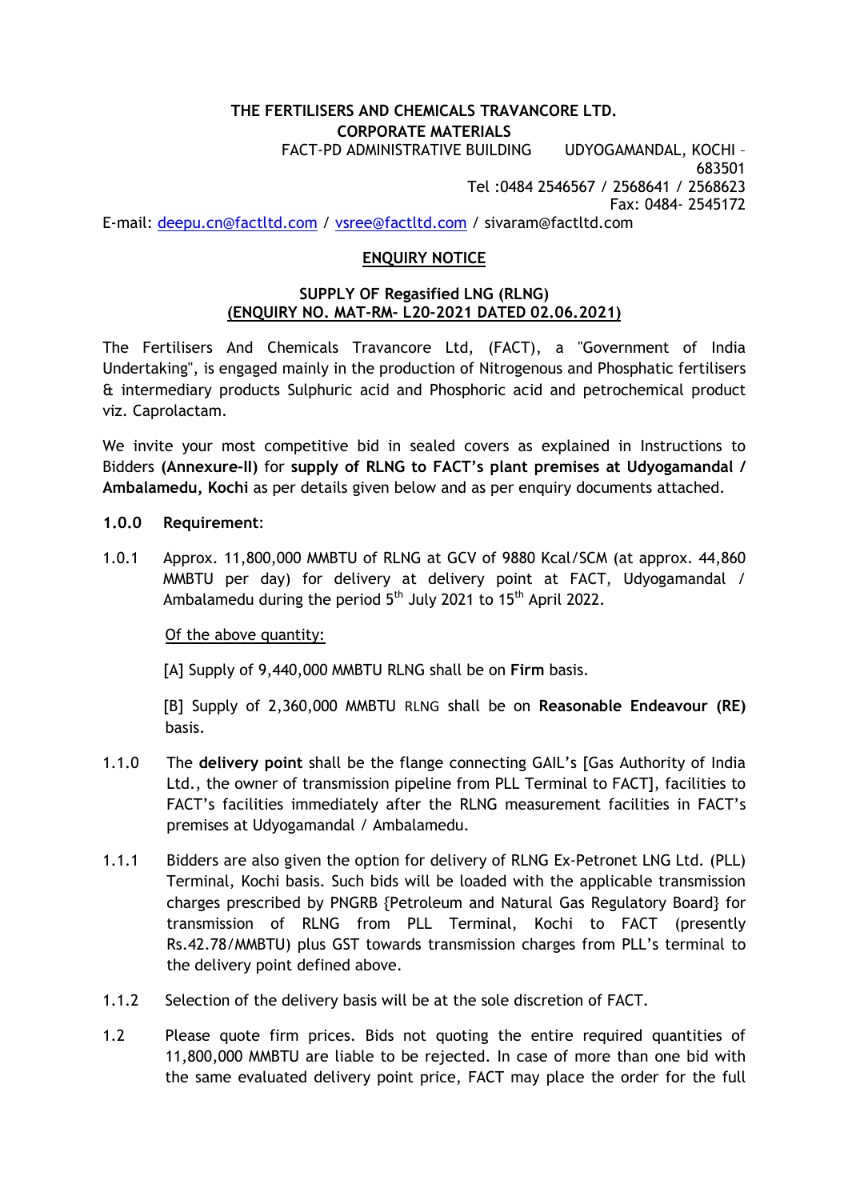**THE FERTILISERS AND CHEMICALS TRAVANCORE LTD.**
**CORPORATE MATERIALS**
FACT-PD ADMINISTRATIVE BUILDING UDYOGAMANDAL, KOCHI – 683501
Tel :0484 2546567 / 2568641 / 2568623
Fax: 0484- 2545172
E-mail: deepu.cn@factltd.com / vsree@factltd.com / sivaram@factltd.com

## ENQUIRY NOTICE

**SUPPLY OF Regasified LNG (RLNG)**
**(ENQUIRY NO. MAT-RM- L20-2021 DATED 02.06.2021)**

The Fertilisers And Chemicals Travancore Ltd, (FACT), a "Government of India Undertaking", is engaged mainly in the production of Nitrogenous and Phosphatic fertilisers & intermediary products Sulphuric acid and Phosphoric acid and petrochemical product viz. Caprolactam.

We invite your most competitive bid in sealed covers as explained in Instructions to Bidders **(Annexure-II)** for **supply of RLNG to FACT's plant premises at Udyogamandal / Ambalamedu, Kochi** as per details given below and as per enquiry documents attached.

**1.0.0 Requirement**:

1.0.1 Approx. 11,800,000 MMBTU of RLNG at GCV of 9880 Kcal/SCM (at approx. 44,860 MMBTU per day) for delivery at delivery point at FACT, Udyogamandal / Ambalamedu during the period 5th July 2021 to 15th April 2022.

Of the above quantity:

[A] Supply of 9,440,000 MMBTU RLNG shall be on **Firm** basis.

[B] Supply of 2,360,000 MMBTU RLNG shall be on **Reasonable Endeavour (RE)** basis.

1.1.0 The **delivery point** shall be the flange connecting GAIL's [Gas Authority of India Ltd., the owner of transmission pipeline from PLL Terminal to FACT], facilities to FACT's facilities immediately after the RLNG measurement facilities in FACT's premises at Udyogamandal / Ambalamedu.

1.1.1 Bidders are also given the option for delivery of RLNG Ex-Petronet LNG Ltd. (PLL) Terminal, Kochi basis. Such bids will be loaded with the applicable transmission charges prescribed by PNGRB {Petroleum and Natural Gas Regulatory Board} for transmission of RLNG from PLL Terminal, Kochi to FACT (presently Rs.42.78/MMBTU) plus GST towards transmission charges from PLL's terminal to the delivery point defined above.

1.1.2 Selection of the delivery basis will be at the sole discretion of FACT.

1.2 Please quote firm prices. Bids not quoting the entire required quantities of 11,800,000 MMBTU are liable to be rejected. In case of more than one bid with the same evaluated delivery point price, FACT may place the order for the full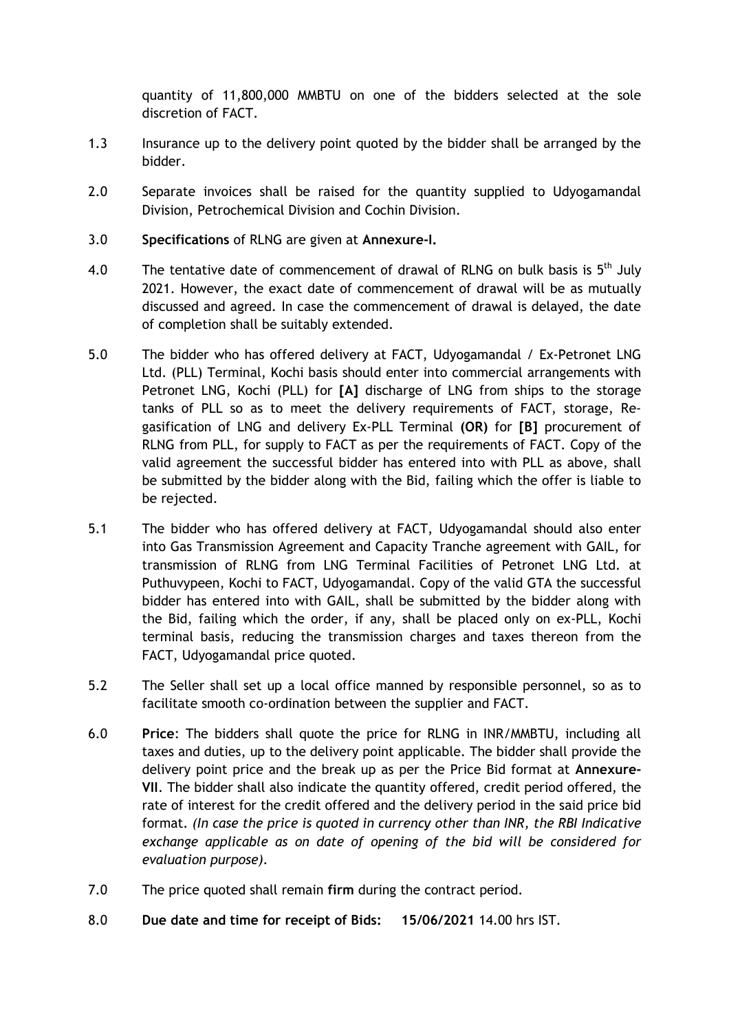quantity of 11,800,000 MMBTU on one of the bidders selected at the sole discretion of FACT.

1.3 Insurance up to the delivery point quoted by the bidder shall be arranged by the bidder.

2.0 Separate invoices shall be raised for the quantity supplied to Udyogamandal Division, Petrochemical Division and Cochin Division.

3.0 **Specifications** of RLNG are given at **Annexure-I.**

4.0 The tentative date of commencement of drawal of RLNG on bulk basis is 5th July 2021. However, the exact date of commencement of drawal will be as mutually discussed and agreed. In case the commencement of drawal is delayed, the date of completion shall be suitably extended.

5.0 The bidder who has offered delivery at FACT, Udyogamandal / Ex-Petronet LNG Ltd. (PLL) Terminal, Kochi basis should enter into commercial arrangements with Petronet LNG, Kochi (PLL) for **[A]** discharge of LNG from ships to the storage tanks of PLL so as to meet the delivery requirements of FACT, storage, Re-gasification of LNG and delivery Ex-PLL Terminal **(OR)** for **[B]** procurement of RLNG from PLL, for supply to FACT as per the requirements of FACT. Copy of the valid agreement the successful bidder has entered into with PLL as above, shall be submitted by the bidder along with the Bid, failing which the offer is liable to be rejected.

5.1 The bidder who has offered delivery at FACT, Udyogamandal should also enter into Gas Transmission Agreement and Capacity Tranche agreement with GAIL, for transmission of RLNG from LNG Terminal Facilities of Petronet LNG Ltd. at Puthuvypeen, Kochi to FACT, Udyogamandal. Copy of the valid GTA the successful bidder has entered into with GAIL, shall be submitted by the bidder along with the Bid, failing which the order, if any, shall be placed only on ex-PLL, Kochi terminal basis, reducing the transmission charges and taxes thereon from the FACT, Udyogamandal price quoted.

5.2 The Seller shall set up a local office manned by responsible personnel, so as to facilitate smooth co-ordination between the supplier and FACT.

6.0 **Price**: The bidders shall quote the price for RLNG in INR/MMBTU, including all taxes and duties, up to the delivery point applicable. The bidder shall provide the delivery point price and the break up as per the Price Bid format at **Annexure-VII**. The bidder shall also indicate the quantity offered, credit period offered, the rate of interest for the credit offered and the delivery period in the said price bid format. *(In case the price is quoted in currency other than INR, the RBI Indicative exchange applicable as on date of opening of the bid will be considered for evaluation purpose).*

7.0 The price quoted shall remain **firm** during the contract period.

8.0 **Due date and time for receipt of Bids: 15/06/2021** 14.00 hrs IST.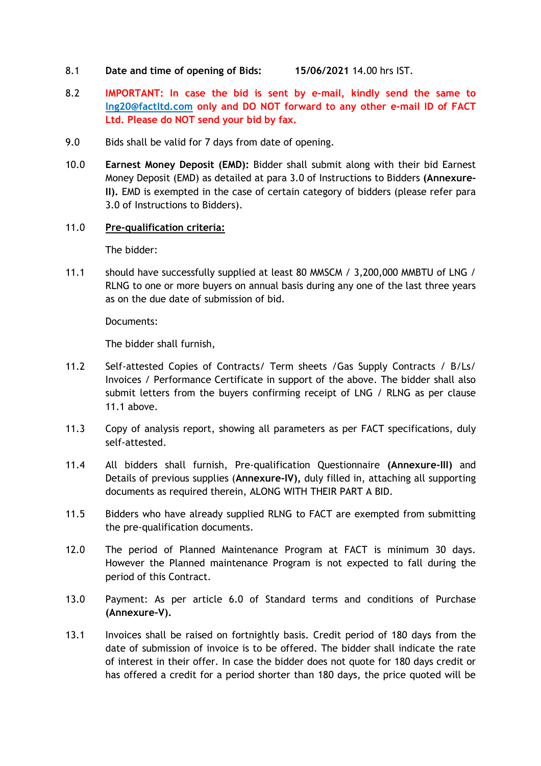8.1 **Date and time of opening of Bids:** **15/06/2021** 14.00 hrs IST.

8.2 **IMPORTANT: In case the bid is sent by e-mail, kindly send the same to lng20@factltd.com only and DO NOT forward to any other e-mail ID of FACT Ltd. Please do NOT send your bid by fax.**

9.0 Bids shall be valid for 7 days from date of opening.

10.0 **Earnest Money Deposit (EMD):** Bidder shall submit along with their bid Earnest Money Deposit (EMD) as detailed at para 3.0 of Instructions to Bidders **(Annexure-II).** EMD is exempted in the case of certain category of bidders (please refer para 3.0 of Instructions to Bidders).

11.0 **<u>Pre-qualification criteria:</u>**

The bidder:

11.1 should have successfully supplied at least 80 MMSCM / 3,200,000 MMBTU of LNG / RLNG to one or more buyers on annual basis during any one of the last three years as on the due date of submission of bid.

Documents:

The bidder shall furnish,

11.2 Self-attested Copies of Contracts/ Term sheets /Gas Supply Contracts / B/Ls/ Invoices / Performance Certificate in support of the above. The bidder shall also submit letters from the buyers confirming receipt of LNG / RLNG as per clause 11.1 above.

11.3 Copy of analysis report, showing all parameters as per FACT specifications, duly self-attested.

11.4 All bidders shall furnish, Pre-qualification Questionnaire **(Annexure-III)** and Details of previous supplies (**Annexure-IV),** duly filled in, attaching all supporting documents as required therein, ALONG WITH THEIR PART A BID.

11.5 Bidders who have already supplied RLNG to FACT are exempted from submitting the pre-qualification documents.

12.0 The period of Planned Maintenance Program at FACT is minimum 30 days. However the Planned maintenance Program is not expected to fall during the period of this Contract.

13.0 Payment: As per article 6.0 of Standard terms and conditions of Purchase **(Annexure-V).**

13.1 Invoices shall be raised on fortnightly basis. Credit period of 180 days from the date of submission of invoice is to be offered. The bidder shall indicate the rate of interest in their offer. In case the bidder does not quote for 180 days credit or has offered a credit for a period shorter than 180 days, the price quoted will be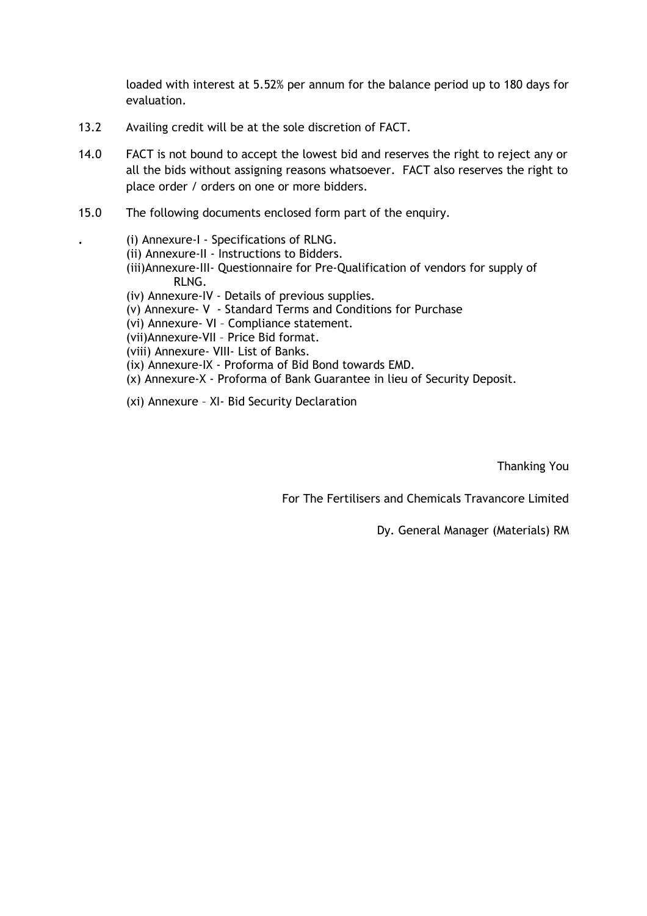loaded with interest at 5.52% per annum for the balance period up to 180 days for evaluation.

13.2 Availing credit will be at the sole discretion of FACT.

14.0 FACT is not bound to accept the lowest bid and reserves the right to reject any or all the bids without assigning reasons whatsoever. FACT also reserves the right to place order / orders on one or more bidders.

15.0 The following documents enclosed form part of the enquiry.

(i) Annexure-I - Specifications of RLNG.
(ii) Annexure-II - Instructions to Bidders.
(iii)Annexure-III- Questionnaire for Pre-Qualification of vendors for supply of RLNG.
(iv) Annexure-IV - Details of previous supplies.
(v) Annexure- V - Standard Terms and Conditions for Purchase
(vi) Annexure- VI – Compliance statement.
(vii)Annexure-VII – Price Bid format.
(viii) Annexure- VIII- List of Banks.
(ix) Annexure-IX - Proforma of Bid Bond towards EMD.
(x) Annexure-X - Proforma of Bank Guarantee in lieu of Security Deposit.

(xi) Annexure – XI- Bid Security Declaration

Thanking You

For The Fertilisers and Chemicals Travancore Limited

Dy. General Manager (Materials) RM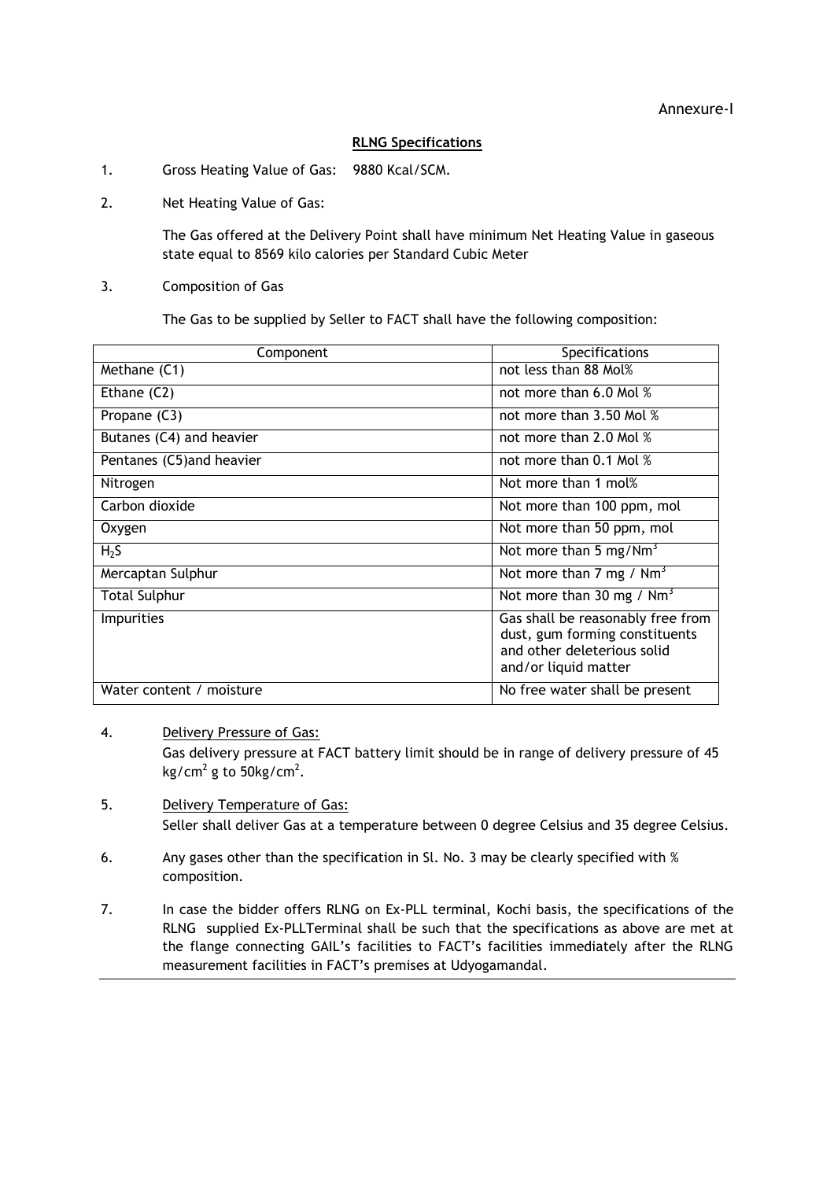Annexure-I

## RLNG Specifications

1. Gross Heating Value of Gas: 9880 Kcal/SCM.

2. Net Heating Value of Gas:

   The Gas offered at the Delivery Point shall have minimum Net Heating Value in gaseous state equal to 8569 kilo calories per Standard Cubic Meter

3. Composition of Gas

   The Gas to be supplied by Seller to FACT shall have the following composition:

| Component | Specifications |
|---|---|
| Methane (C1) | not less than 88 Mol% |
| Ethane (C2) | not more than 6.0 Mol % |
| Propane (C3) | not more than 3.50 Mol % |
| Butanes (C4) and heavier | not more than 2.0 Mol % |
| Pentanes (C5)and heavier | not more than 0.1 Mol % |
| Nitrogen | Not more than 1 mol% |
| Carbon dioxide | Not more than 100 ppm, mol |
| Oxygen | Not more than 50 ppm, mol |
| $H_2S$ | Not more than 5 mg/Nm$^3$ |
| Mercaptan Sulphur | Not more than 7 mg / Nm$^3$ |
| Total Sulphur | Not more than 30 mg / Nm$^3$ |
| Impurities | Gas shall be reasonably free from dust, gum forming constituents and other deleterious solid and/or liquid matter |
| Water content / moisture | No free water shall be present |

4. <u>Delivery Pressure of Gas:</u>

   Gas delivery pressure at FACT battery limit should be in range of delivery pressure of 45 kg/cm$^2$ g to 50kg/cm$^2$.

5. <u>Delivery Temperature of Gas:</u>

   Seller shall deliver Gas at a temperature between 0 degree Celsius and 35 degree Celsius.

6. Any gases other than the specification in Sl. No. 3 may be clearly specified with % composition.

7. In case the bidder offers RLNG on Ex-PLL terminal, Kochi basis, the specifications of the RLNG supplied Ex-PLLTerminal shall be such that the specifications as above are met at the flange connecting GAIL's facilities to FACT's facilities immediately after the RLNG measurement facilities in FACT's premises at Udyogamandal.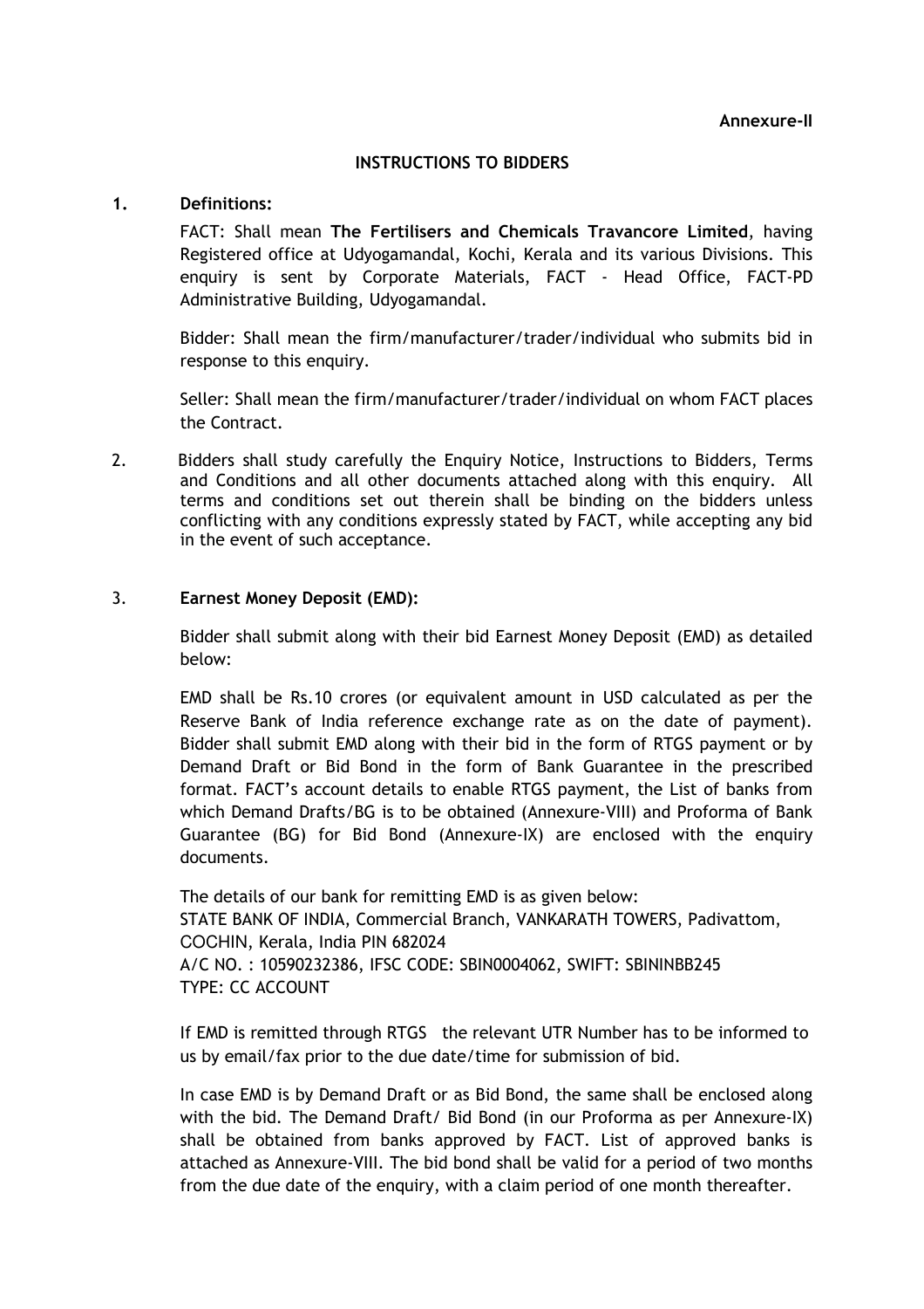**Annexure-II**

## INSTRUCTIONS TO BIDDERS

**1. Definitions:**

FACT: Shall mean **The Fertilisers and Chemicals Travancore Limited**, having Registered office at Udyogamandal, Kochi, Kerala and its various Divisions. This enquiry is sent by Corporate Materials, FACT - Head Office, FACT-PD Administrative Building, Udyogamandal.

Bidder: Shall mean the firm/manufacturer/trader/individual who submits bid in response to this enquiry.

Seller: Shall mean the firm/manufacturer/trader/individual on whom FACT places the Contract.

2. Bidders shall study carefully the Enquiry Notice, Instructions to Bidders, Terms and Conditions and all other documents attached along with this enquiry. All terms and conditions set out therein shall be binding on the bidders unless conflicting with any conditions expressly stated by FACT, while accepting any bid in the event of such acceptance.

3. **Earnest Money Deposit (EMD):**

Bidder shall submit along with their bid Earnest Money Deposit (EMD) as detailed below:

EMD shall be Rs.10 crores (or equivalent amount in USD calculated as per the Reserve Bank of India reference exchange rate as on the date of payment). Bidder shall submit EMD along with their bid in the form of RTGS payment or by Demand Draft or Bid Bond in the form of Bank Guarantee in the prescribed format. FACT's account details to enable RTGS payment, the List of banks from which Demand Drafts/BG is to be obtained (Annexure-VIII) and Proforma of Bank Guarantee (BG) for Bid Bond (Annexure-IX) are enclosed with the enquiry documents.

The details of our bank for remitting EMD is as given below:
STATE BANK OF INDIA, Commercial Branch, VANKARATH TOWERS, Padivattom, COCHIN, Kerala, India PIN 682024
A/C NO. : 10590232386, IFSC CODE: SBIN0004062, SWIFT: SBININBB245
TYPE: CC ACCOUNT

If EMD is remitted through RTGS the relevant UTR Number has to be informed to us by email/fax prior to the due date/time for submission of bid.

In case EMD is by Demand Draft or as Bid Bond, the same shall be enclosed along with the bid. The Demand Draft/ Bid Bond (in our Proforma as per Annexure-IX) shall be obtained from banks approved by FACT. List of approved banks is attached as Annexure-VIII. The bid bond shall be valid for a period of two months from the due date of the enquiry, with a claim period of one month thereafter.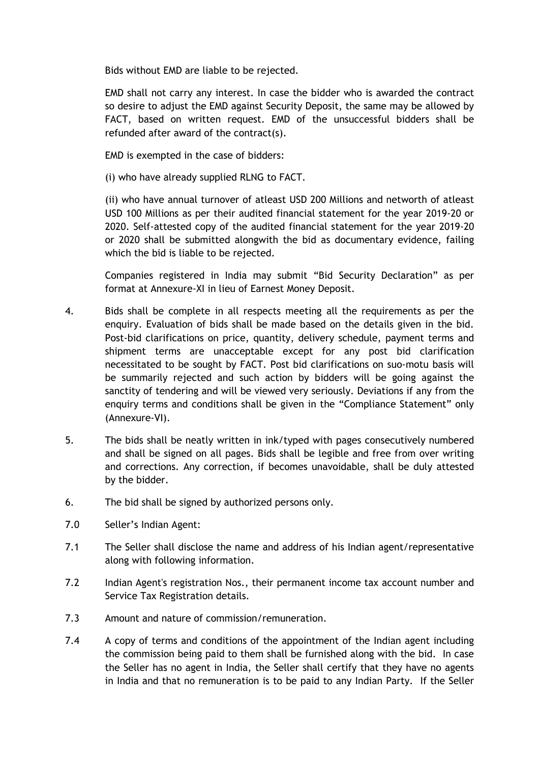Bids without EMD are liable to be rejected.

EMD shall not carry any interest. In case the bidder who is awarded the contract so desire to adjust the EMD against Security Deposit, the same may be allowed by FACT, based on written request. EMD of the unsuccessful bidders shall be refunded after award of the contract(s).

EMD is exempted in the case of bidders:

(i) who have already supplied RLNG to FACT.

(ii) who have annual turnover of atleast USD 200 Millions and networth of atleast USD 100 Millions as per their audited financial statement for the year 2019-20 or 2020. Self-attested copy of the audited financial statement for the year 2019-20 or 2020 shall be submitted alongwith the bid as documentary evidence, failing which the bid is liable to be rejected.

Companies registered in India may submit "Bid Security Declaration" as per format at Annexure-XI in lieu of Earnest Money Deposit.

4. Bids shall be complete in all respects meeting all the requirements as per the enquiry. Evaluation of bids shall be made based on the details given in the bid. Post-bid clarifications on price, quantity, delivery schedule, payment terms and shipment terms are unacceptable except for any post bid clarification necessitated to be sought by FACT. Post bid clarifications on suo-motu basis will be summarily rejected and such action by bidders will be going against the sanctity of tendering and will be viewed very seriously. Deviations if any from the enquiry terms and conditions shall be given in the "Compliance Statement" only (Annexure-VI).

5. The bids shall be neatly written in ink/typed with pages consecutively numbered and shall be signed on all pages. Bids shall be legible and free from over writing and corrections. Any correction, if becomes unavoidable, shall be duly attested by the bidder.

6. The bid shall be signed by authorized persons only.

7.0 Seller's Indian Agent:

7.1 The Seller shall disclose the name and address of his Indian agent/representative along with following information.

7.2 Indian Agent's registration Nos., their permanent income tax account number and Service Tax Registration details.

7.3 Amount and nature of commission/remuneration.

7.4 A copy of terms and conditions of the appointment of the Indian agent including the commission being paid to them shall be furnished along with the bid. In case the Seller has no agent in India, the Seller shall certify that they have no agents in India and that no remuneration is to be paid to any Indian Party. If the Seller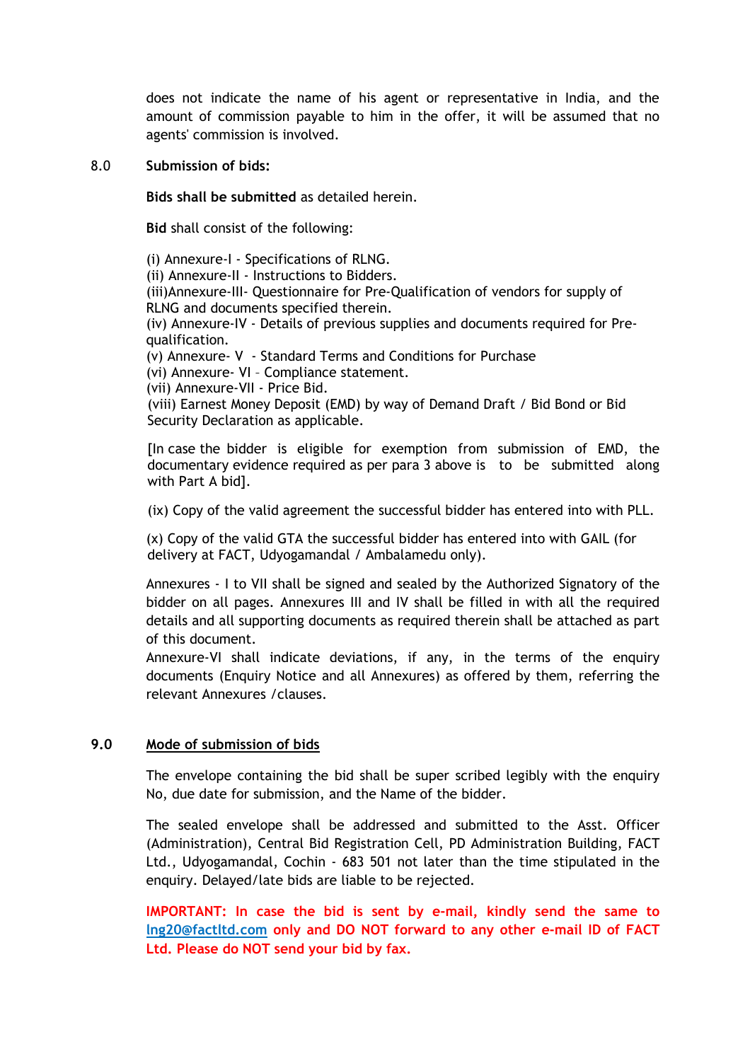does not indicate the name of his agent or representative in India, and the amount of commission payable to him in the offer, it will be assumed that no agents' commission is involved.

## 8.0 Submission of bids:

**Bids shall be submitted** as detailed herein.

**Bid** shall consist of the following:

(i) Annexure-I - Specifications of RLNG.
(ii) Annexure-II - Instructions to Bidders.
(iii)Annexure-III- Questionnaire for Pre-Qualification of vendors for supply of RLNG and documents specified therein.
(iv) Annexure-IV - Details of previous supplies and documents required for Pre-qualification.
(v) Annexure- V - Standard Terms and Conditions for Purchase
(vi) Annexure- VI – Compliance statement.
(vii) Annexure-VII - Price Bid.
(viii) Earnest Money Deposit (EMD) by way of Demand Draft / Bid Bond or Bid Security Declaration as applicable.

[In case the bidder is eligible for exemption from submission of EMD, the documentary evidence required as per para 3 above is to be submitted along with Part A bid].

(ix) Copy of the valid agreement the successful bidder has entered into with PLL.

(x) Copy of the valid GTA the successful bidder has entered into with GAIL (for delivery at FACT, Udyogamandal / Ambalamedu only).

Annexures - I to VII shall be signed and sealed by the Authorized Signatory of the bidder on all pages. Annexures III and IV shall be filled in with all the required details and all supporting documents as required therein shall be attached as part of this document.
Annexure-VI shall indicate deviations, if any, in the terms of the enquiry documents (Enquiry Notice and all Annexures) as offered by them, referring the relevant Annexures /clauses.

## 9.0 Mode of submission of bids

The envelope containing the bid shall be super scribed legibly with the enquiry No, due date for submission, and the Name of the bidder.

The sealed envelope shall be addressed and submitted to the Asst. Officer (Administration), Central Bid Registration Cell, PD Administration Building, FACT Ltd., Udyogamandal, Cochin - 683 501 not later than the time stipulated in the enquiry. Delayed/late bids are liable to be rejected.

**IMPORTANT: In case the bid is sent by e-mail, kindly send the same to lng20@factltd.com only and DO NOT forward to any other e-mail ID of FACT Ltd. Please do NOT send your bid by fax.**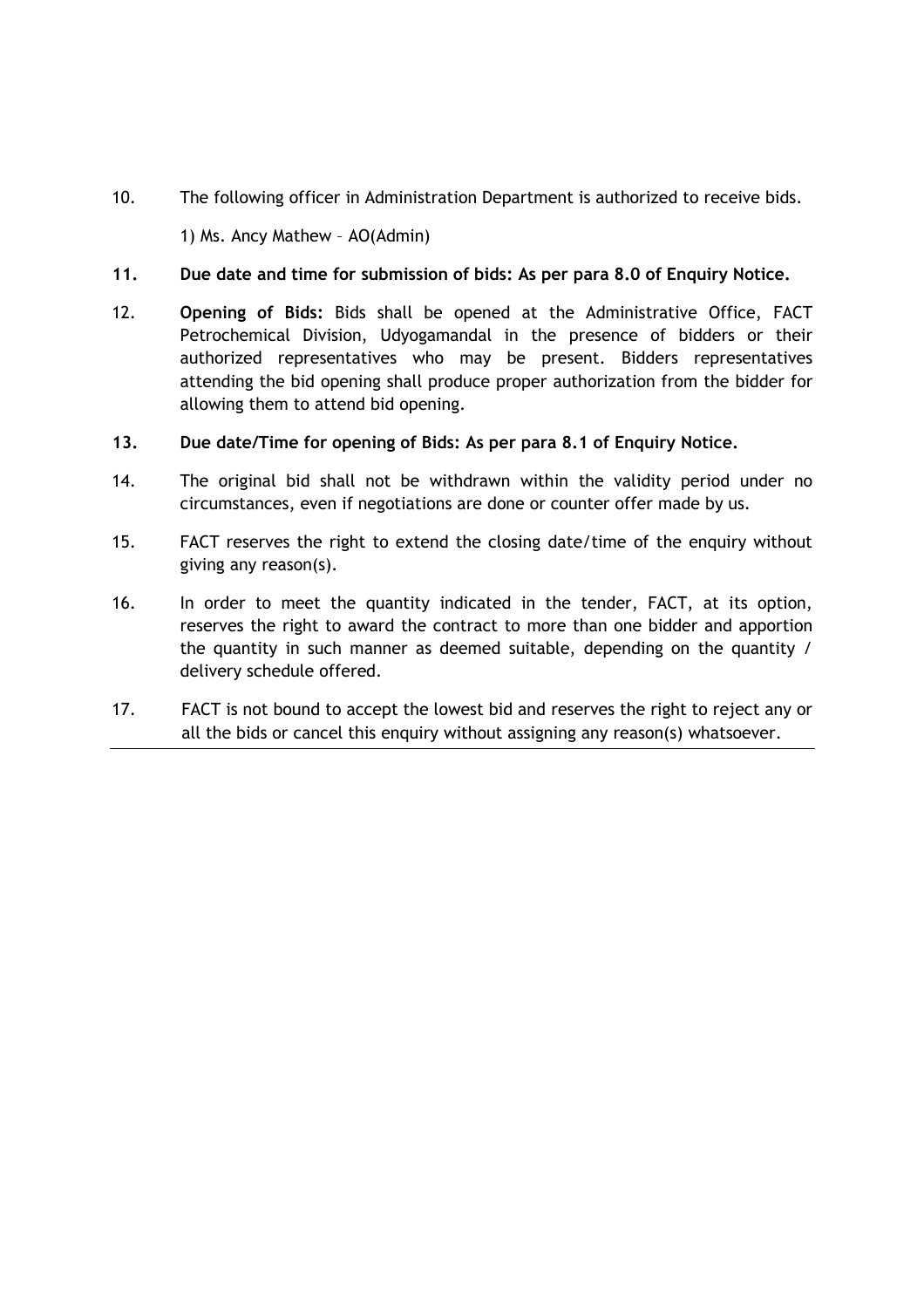10. The following officer in Administration Department is authorized to receive bids.

    1) Ms. Ancy Mathew – AO(Admin)

11. **Due date and time for submission of bids: As per para 8.0 of Enquiry Notice.**

12. **Opening of Bids:** Bids shall be opened at the Administrative Office, FACT Petrochemical Division, Udyogamandal in the presence of bidders or their authorized representatives who may be present. Bidders representatives attending the bid opening shall produce proper authorization from the bidder for allowing them to attend bid opening.

13. **Due date/Time for opening of Bids: As per para 8.1 of Enquiry Notice.**

14. The original bid shall not be withdrawn within the validity period under no circumstances, even if negotiations are done or counter offer made by us.

15. FACT reserves the right to extend the closing date/time of the enquiry without giving any reason(s).

16. In order to meet the quantity indicated in the tender, FACT, at its option, reserves the right to award the contract to more than one bidder and apportion the quantity in such manner as deemed suitable, depending on the quantity / delivery schedule offered.

17. FACT is not bound to accept the lowest bid and reserves the right to reject any or all the bids or cancel this enquiry without assigning any reason(s) whatsoever.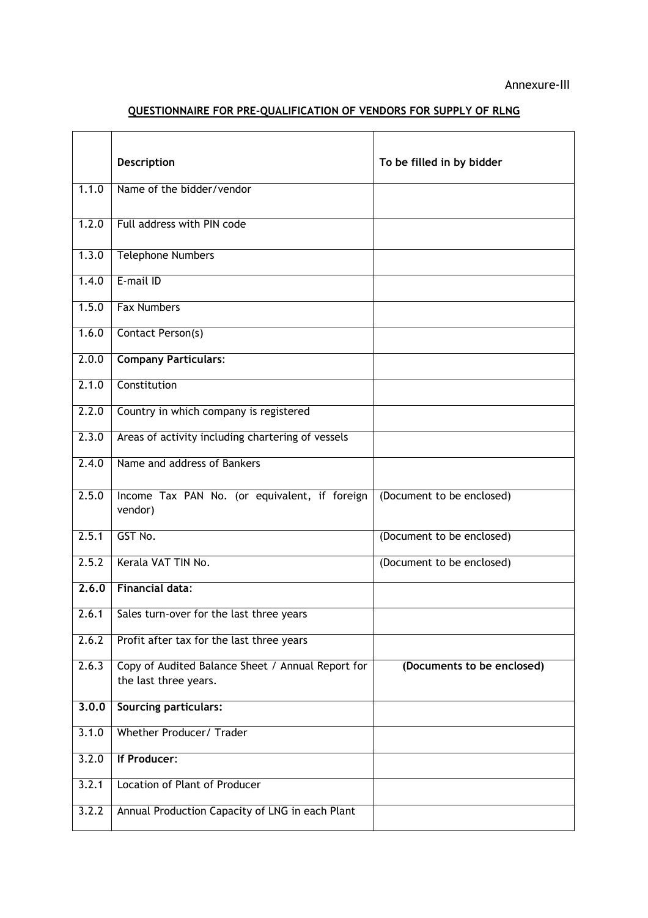Annexure-III

## QUESTIONNAIRE FOR PRE-QUALIFICATION OF VENDORS FOR SUPPLY OF RLNG

| | Description | To be filled in by bidder |
|---|---|---|
| 1.1.0 | Name of the bidder/vendor | |
| 1.2.0 | Full address with PIN code | |
| 1.3.0 | Telephone Numbers | |
| 1.4.0 | E-mail ID | |
| 1.5.0 | Fax Numbers | |
| 1.6.0 | Contact Person(s) | |
| 2.0.0 | **Company Particulars**: | |
| 2.1.0 | Constitution | |
| 2.2.0 | Country in which company is registered | |
| 2.3.0 | Areas of activity including chartering of vessels | |
| 2.4.0 | Name and address of Bankers | |
| 2.5.0 | Income Tax PAN No. (or equivalent, if foreign vendor) | (Document to be enclosed) |
| 2.5.1 | GST No. | (Document to be enclosed) |
| 2.5.2 | Kerala VAT TIN No. | (Document to be enclosed) |
| **2.6.0** | **Financial data**: | |
| 2.6.1 | Sales turn-over for the last three years | |
| 2.6.2 | Profit after tax for the last three years | |
| 2.6.3 | Copy of Audited Balance Sheet / Annual Report for the last three years. | **(Documents to be enclosed)** |
| **3.0.0** | **Sourcing particulars:** | |
| 3.1.0 | Whether Producer/ Trader | |
| 3.2.0 | **If Producer**: | |
| 3.2.1 | Location of Plant of Producer | |
| 3.2.2 | Annual Production Capacity of LNG in each Plant | |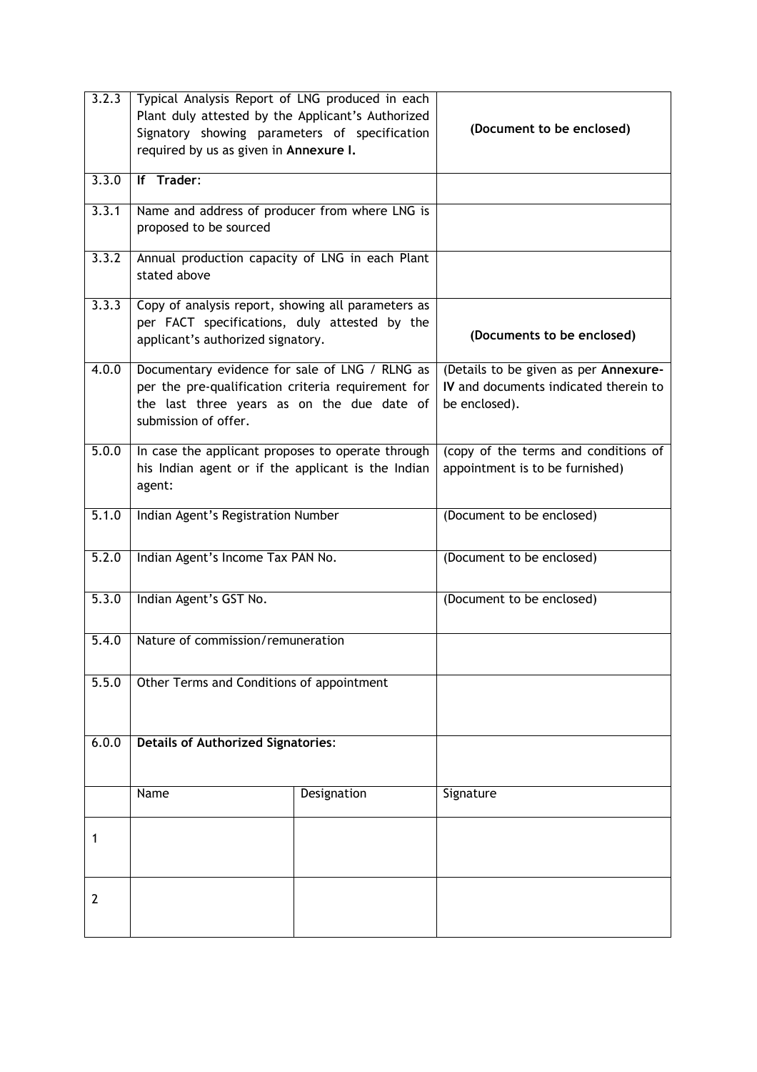| 3.2.3 | Typical Analysis Report of LNG produced in each Plant duly attested by the Applicant's Authorized Signatory showing parameters of specification required by us as given in **Annexure I.** | | **(Document to be enclosed)** |
|---|---|---|---|
| 3.3.0 | **If Trader**: | | |
| 3.3.1 | Name and address of producer from where LNG is proposed to be sourced | | |
| 3.3.2 | Annual production capacity of LNG in each Plant stated above | | |
| 3.3.3 | Copy of analysis report, showing all parameters as per FACT specifications, duly attested by the applicant's authorized signatory. | | **(Documents to be enclosed)** |
| 4.0.0 | Documentary evidence for sale of LNG / RLNG as per the pre-qualification criteria requirement for the last three years as on the due date of submission of offer. | | (Details to be given as per **Annexure-IV** and documents indicated therein to be enclosed). |
| 5.0.0 | In case the applicant proposes to operate through his Indian agent or if the applicant is the Indian agent: | | (copy of the terms and conditions of appointment is to be furnished) |
| 5.1.0 | Indian Agent's Registration Number | | (Document to be enclosed) |
| 5.2.0 | Indian Agent's Income Tax PAN No. | | (Document to be enclosed) |
| 5.3.0 | Indian Agent's GST No. | | (Document to be enclosed) |
| 5.4.0 | Nature of commission/remuneration | | |
| 5.5.0 | Other Terms and Conditions of appointment | | |
| 6.0.0 | **Details of Authorized Signatories**: | | |
| | Name | Designation | Signature |
| 1 | | | |
| 2 | | | |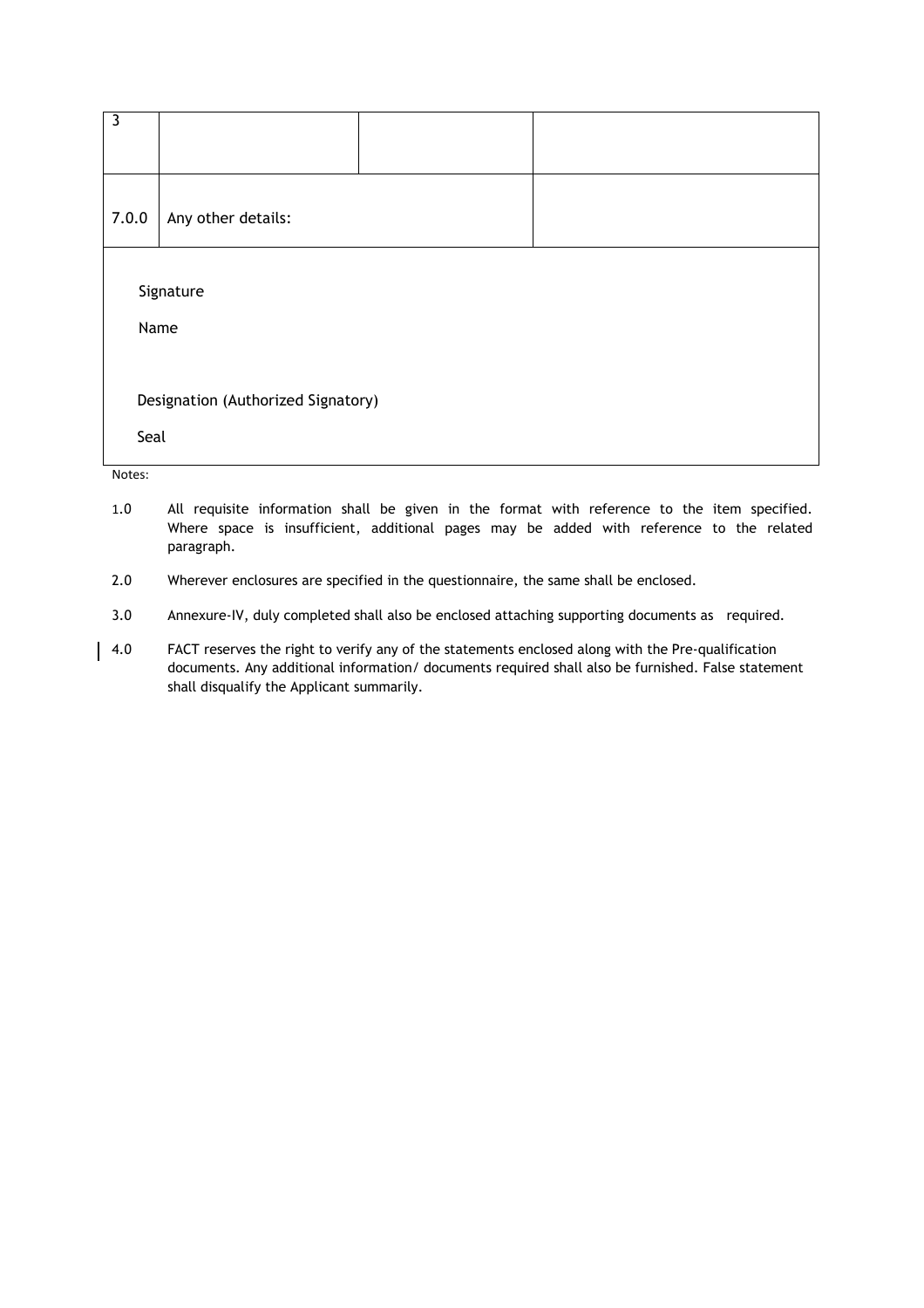| 3 | | | |
|---|---|---|---|
| 7.0.0 | Any other details: | | |

Signature

Name

Designation (Authorized Signatory)

Seal

Notes:

1.0 All requisite information shall be given in the format with reference to the item specified. Where space is insufficient, additional pages may be added with reference to the related paragraph.

2.0 Wherever enclosures are specified in the questionnaire, the same shall be enclosed.

3.0 Annexure-IV, duly completed shall also be enclosed attaching supporting documents as required.

4.0 FACT reserves the right to verify any of the statements enclosed along with the Pre-qualification documents. Any additional information/ documents required shall also be furnished. False statement shall disqualify the Applicant summarily.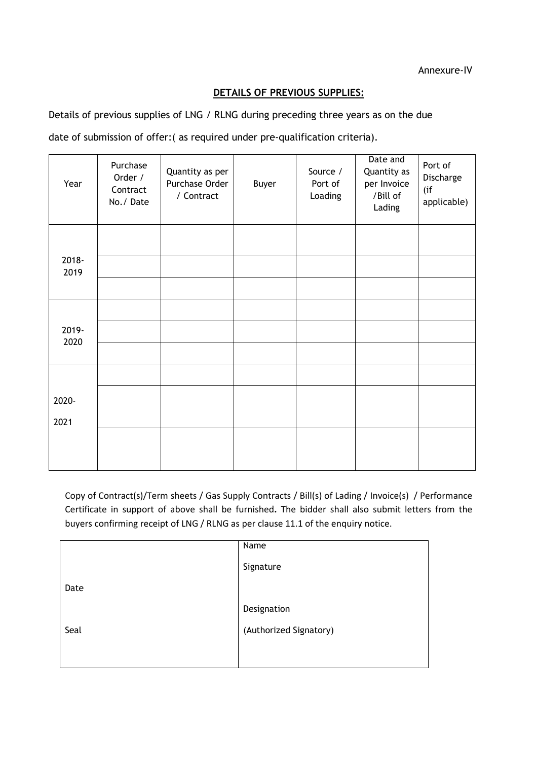Annexure-IV

## DETAILS OF PREVIOUS SUPPLIES:

Details of previous supplies of LNG / RLNG during preceding three years as on the due date of submission of offer:( as required under pre-qualification criteria).

| Year | Purchase Order / Contract No./ Date | Quantity as per Purchase Order / Contract | Buyer | Source / Port of Loading | Date and Quantity as per Invoice /Bill of Lading | Port of Discharge (if applicable) |
|---|---|---|---|---|---|---|
| 2018-2019 | | | | | | |
| | | | | | | |
| | | | | | | |
| 2019-2020 | | | | | | |
| | | | | | | |
| | | | | | | |
| 2020-2021 | | | | | | |
| | | | | | | |
| | | | | | | |

Copy of Contract(s)/Term sheets / Gas Supply Contracts / Bill(s) of Lading / Invoice(s) / Performance Certificate in support of above shall be furnished. The bidder shall also submit letters from the buyers confirming receipt of LNG / RLNG as per clause 11.1 of the enquiry notice.

| | |
|---|---|
| Date | Name |
| | Signature |
| Seal | Designation |
| | (Authorized Signatory) |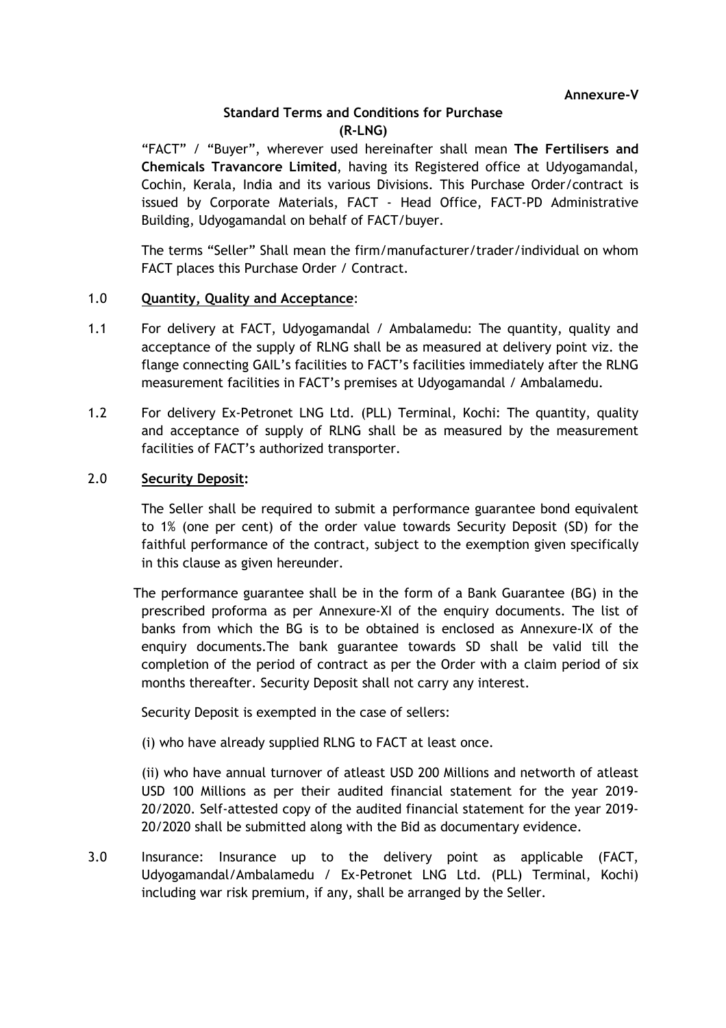**Annexure-V**

## Standard Terms and Conditions for Purchase (R-LNG)

"FACT" / "Buyer", wherever used hereinafter shall mean **The Fertilisers and Chemicals Travancore Limited**, having its Registered office at Udyogamandal, Cochin, Kerala, India and its various Divisions. This Purchase Order/contract is issued by Corporate Materials, FACT - Head Office, FACT-PD Administrative Building, Udyogamandal on behalf of FACT/buyer.

The terms "Seller" Shall mean the firm/manufacturer/trader/individual on whom FACT places this Purchase Order / Contract.

1.0 **Quantity, Quality and Acceptance**:

1.1 For delivery at FACT, Udyogamandal / Ambalamedu: The quantity, quality and acceptance of the supply of RLNG shall be as measured at delivery point viz. the flange connecting GAIL's facilities to FACT's facilities immediately after the RLNG measurement facilities in FACT's premises at Udyogamandal / Ambalamedu.

1.2 For delivery Ex-Petronet LNG Ltd. (PLL) Terminal, Kochi: The quantity, quality and acceptance of supply of RLNG shall be as measured by the measurement facilities of FACT's authorized transporter.

2.0 **Security Deposit:**

The Seller shall be required to submit a performance guarantee bond equivalent to 1% (one per cent) of the order value towards Security Deposit (SD) for the faithful performance of the contract, subject to the exemption given specifically in this clause as given hereunder.

The performance guarantee shall be in the form of a Bank Guarantee (BG) in the prescribed proforma as per Annexure-XI of the enquiry documents. The list of banks from which the BG is to be obtained is enclosed as Annexure-IX of the enquiry documents.The bank guarantee towards SD shall be valid till the completion of the period of contract as per the Order with a claim period of six months thereafter. Security Deposit shall not carry any interest.

Security Deposit is exempted in the case of sellers:

(i) who have already supplied RLNG to FACT at least once.

(ii) who have annual turnover of atleast USD 200 Millions and networth of atleast USD 100 Millions as per their audited financial statement for the year 2019-20/2020. Self-attested copy of the audited financial statement for the year 2019-20/2020 shall be submitted along with the Bid as documentary evidence.

3.0 Insurance: Insurance up to the delivery point as applicable (FACT, Udyogamandal/Ambalamedu / Ex-Petronet LNG Ltd. (PLL) Terminal, Kochi) including war risk premium, if any, shall be arranged by the Seller.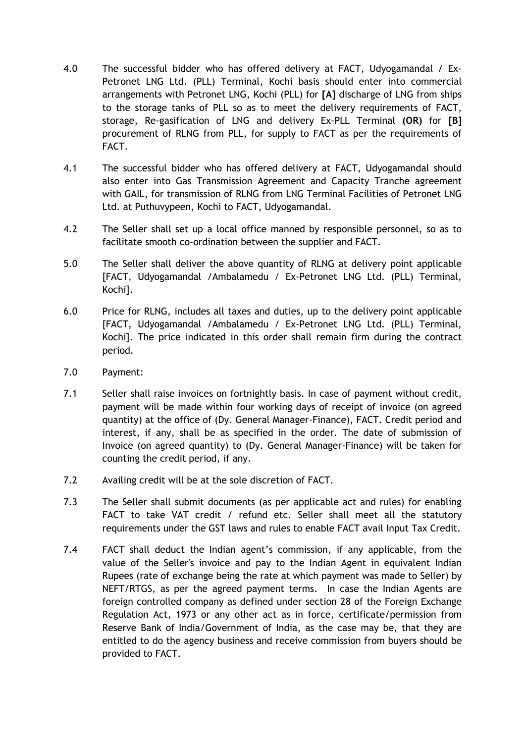4.0 The successful bidder who has offered delivery at FACT, Udyogamandal / Ex-Petronet LNG Ltd. (PLL) Terminal, Kochi basis should enter into commercial arrangements with Petronet LNG, Kochi (PLL) for **[A]** discharge of LNG from ships to the storage tanks of PLL so as to meet the delivery requirements of FACT, storage, Re-gasification of LNG and delivery Ex-PLL Terminal **(OR)** for **[B]** procurement of RLNG from PLL, for supply to FACT as per the requirements of FACT.

4.1 The successful bidder who has offered delivery at FACT, Udyogamandal should also enter into Gas Transmission Agreement and Capacity Tranche agreement with GAIL, for transmission of RLNG from LNG Terminal Facilities of Petronet LNG Ltd. at Puthuvypeen, Kochi to FACT, Udyogamandal.

4.2 The Seller shall set up a local office manned by responsible personnel, so as to facilitate smooth co-ordination between the supplier and FACT.

5.0 The Seller shall deliver the above quantity of RLNG at delivery point applicable [FACT, Udyogamandal /Ambalamedu / Ex-Petronet LNG Ltd. (PLL) Terminal, Kochi].

6.0 Price for RLNG, includes all taxes and duties, up to the delivery point applicable [FACT, Udyogamandal /Ambalamedu / Ex-Petronet LNG Ltd. (PLL) Terminal, Kochi]. The price indicated in this order shall remain firm during the contract period.

7.0 Payment:

7.1 Seller shall raise invoices on fortnightly basis. In case of payment without credit, payment will be made within four working days of receipt of invoice (on agreed quantity) at the office of (Dy. General Manager-Finance), FACT. Credit period and interest, if any, shall be as specified in the order. The date of submission of Invoice (on agreed quantity) to (Dy. General Manager-Finance) will be taken for counting the credit period, if any.

7.2 Availing credit will be at the sole discretion of FACT.

7.3 The Seller shall submit documents (as per applicable act and rules) for enabling FACT to take VAT credit / refund etc. Seller shall meet all the statutory requirements under the GST laws and rules to enable FACT avail Input Tax Credit.

7.4 FACT shall deduct the Indian agent's commission, if any applicable, from the value of the Seller's invoice and pay to the Indian Agent in equivalent Indian Rupees (rate of exchange being the rate at which payment was made to Seller) by NEFT/RTGS, as per the agreed payment terms. In case the Indian Agents are foreign controlled company as defined under section 28 of the Foreign Exchange Regulation Act, 1973 or any other act as in force, certificate/permission from Reserve Bank of India/Government of India, as the case may be, that they are entitled to do the agency business and receive commission from buyers should be provided to FACT.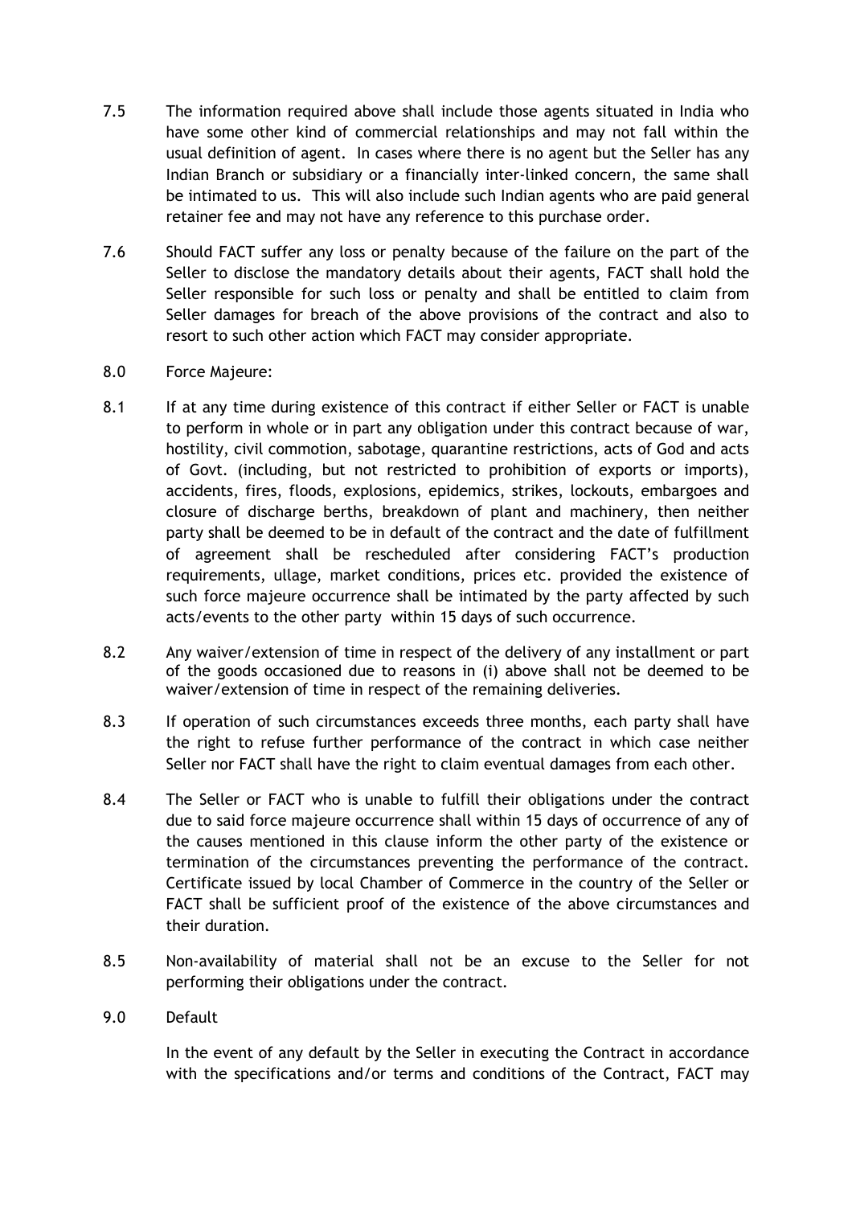7.5 The information required above shall include those agents situated in India who have some other kind of commercial relationships and may not fall within the usual definition of agent. In cases where there is no agent but the Seller has any Indian Branch or subsidiary or a financially inter-linked concern, the same shall be intimated to us. This will also include such Indian agents who are paid general retainer fee and may not have any reference to this purchase order.

7.6 Should FACT suffer any loss or penalty because of the failure on the part of the Seller to disclose the mandatory details about their agents, FACT shall hold the Seller responsible for such loss or penalty and shall be entitled to claim from Seller damages for breach of the above provisions of the contract and also to resort to such other action which FACT may consider appropriate.

8.0 Force Majeure:

8.1 If at any time during existence of this contract if either Seller or FACT is unable to perform in whole or in part any obligation under this contract because of war, hostility, civil commotion, sabotage, quarantine restrictions, acts of God and acts of Govt. (including, but not restricted to prohibition of exports or imports), accidents, fires, floods, explosions, epidemics, strikes, lockouts, embargoes and closure of discharge berths, breakdown of plant and machinery, then neither party shall be deemed to be in default of the contract and the date of fulfillment of agreement shall be rescheduled after considering FACT's production requirements, ullage, market conditions, prices etc. provided the existence of such force majeure occurrence shall be intimated by the party affected by such acts/events to the other party within 15 days of such occurrence.

8.2 Any waiver/extension of time in respect of the delivery of any installment or part of the goods occasioned due to reasons in (i) above shall not be deemed to be waiver/extension of time in respect of the remaining deliveries.

8.3 If operation of such circumstances exceeds three months, each party shall have the right to refuse further performance of the contract in which case neither Seller nor FACT shall have the right to claim eventual damages from each other.

8.4 The Seller or FACT who is unable to fulfill their obligations under the contract due to said force majeure occurrence shall within 15 days of occurrence of any of the causes mentioned in this clause inform the other party of the existence or termination of the circumstances preventing the performance of the contract. Certificate issued by local Chamber of Commerce in the country of the Seller or FACT shall be sufficient proof of the existence of the above circumstances and their duration.

8.5 Non-availability of material shall not be an excuse to the Seller for not performing their obligations under the contract.

9.0 Default

In the event of any default by the Seller in executing the Contract in accordance with the specifications and/or terms and conditions of the Contract, FACT may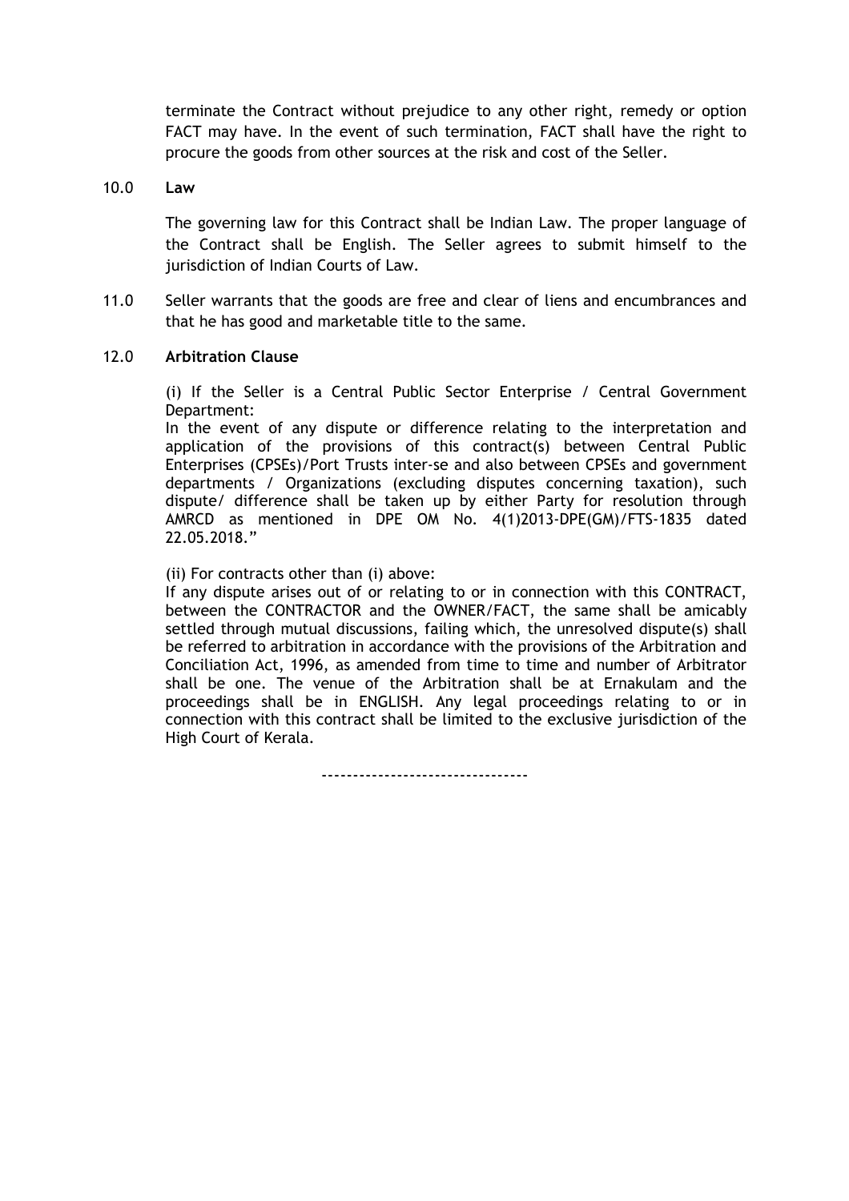terminate the Contract without prejudice to any other right, remedy or option FACT may have. In the event of such termination, FACT shall have the right to procure the goods from other sources at the risk and cost of the Seller.

10.0 **Law**

The governing law for this Contract shall be Indian Law. The proper language of the Contract shall be English. The Seller agrees to submit himself to the jurisdiction of Indian Courts of Law.

11.0 Seller warrants that the goods are free and clear of liens and encumbrances and that he has good and marketable title to the same.

12.0 **Arbitration Clause**

(i) If the Seller is a Central Public Sector Enterprise / Central Government Department:
In the event of any dispute or difference relating to the interpretation and application of the provisions of this contract(s) between Central Public Enterprises (CPSEs)/Port Trusts inter-se and also between CPSEs and government departments / Organizations (excluding disputes concerning taxation), such dispute/ difference shall be taken up by either Party for resolution through AMRCD as mentioned in DPE OM No. 4(1)2013-DPE(GM)/FTS-1835 dated 22.05.2018."

(ii) For contracts other than (i) above:
If any dispute arises out of or relating to or in connection with this CONTRACT, between the CONTRACTOR and the OWNER/FACT, the same shall be amicably settled through mutual discussions, failing which, the unresolved dispute(s) shall be referred to arbitration in accordance with the provisions of the Arbitration and Conciliation Act, 1996, as amended from time to time and number of Arbitrator shall be one. The venue of the Arbitration shall be at Ernakulam and the proceedings shall be in ENGLISH. Any legal proceedings relating to or in connection with this contract shall be limited to the exclusive jurisdiction of the High Court of Kerala.

--------------------------------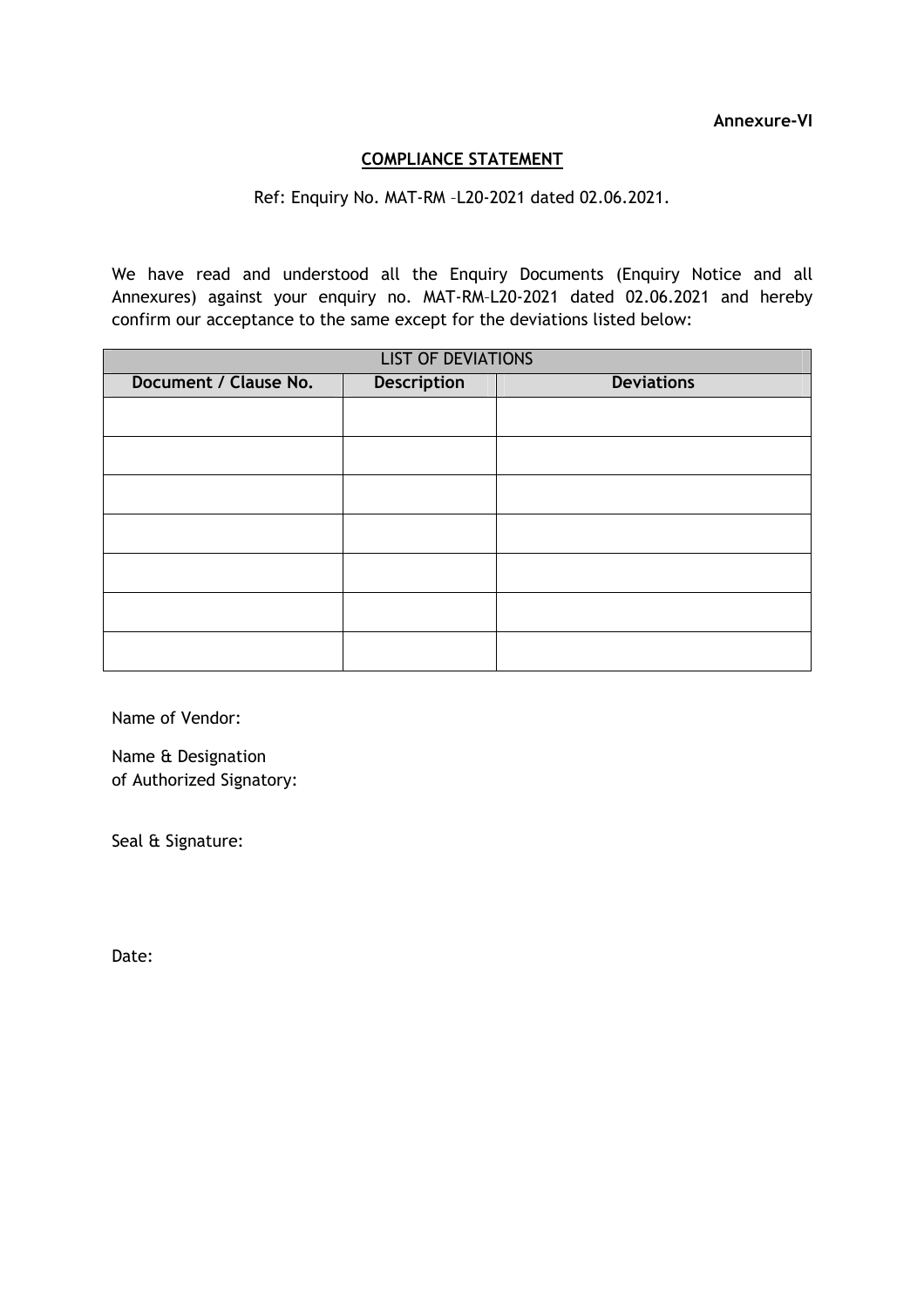**Annexure-VI**

## COMPLIANCE STATEMENT

Ref: Enquiry No. MAT-RM –L20-2021 dated 02.06.2021.

We have read and understood all the Enquiry Documents (Enquiry Notice and all Annexures) against your enquiry no. MAT-RM–L20-2021 dated 02.06.2021 and hereby confirm our acceptance to the same except for the deviations listed below:

| LIST OF DEVIATIONS | | |
|---|---|---|
| **Document / Clause No.** | **Description** | **Deviations** |
| | | |
| | | |
| | | |
| | | |
| | | |
| | | |
| | | |

Name of Vendor:

Name & Designation
of Authorized Signatory:

Seal & Signature:

Date: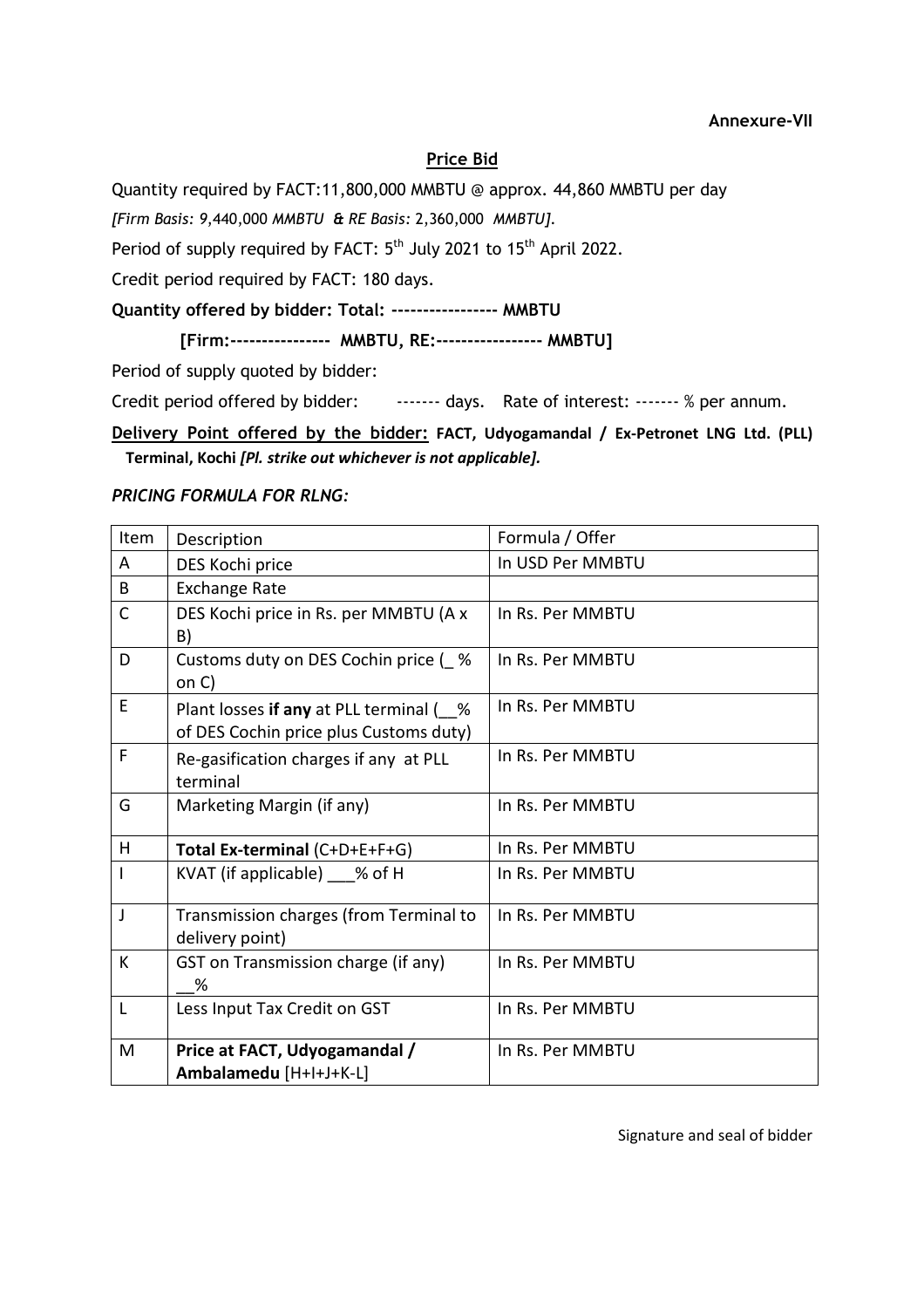**Annexure-VII**

## Price Bid

Quantity required by FACT:11,800,000 MMBTU @ approx. 44,860 MMBTU per day

*[Firm Basis: 9,440,000 MMBTU & RE Basis: 2,360,000 MMBTU].*

Period of supply required by FACT: 5th July 2021 to 15th April 2022.

Credit period required by FACT: 180 days.

**Quantity offered by bidder: Total: ---------------- MMBTU**

**[Firm:---------------- MMBTU, RE:---------------- MMBTU]**

Period of supply quoted by bidder:

Credit period offered by bidder: ------- days. Rate of interest: ------- % per annum.

**Delivery Point offered by the bidder: FACT, Udyogamandal / Ex-Petronet LNG Ltd. (PLL) Terminal, Kochi** ***[Pl. strike out whichever is not applicable].***

***PRICING FORMULA FOR RLNG:***

| Item | Description | Formula / Offer |
|---|---|---|
| A | DES Kochi price | In USD Per MMBTU |
| B | Exchange Rate | |
| C | DES Kochi price in Rs. per MMBTU (A x B) | In Rs. Per MMBTU |
| D | Customs duty on DES Cochin price (_ % on C) | In Rs. Per MMBTU |
| E | Plant losses **if any** at PLL terminal (__% of DES Cochin price plus Customs duty) | In Rs. Per MMBTU |
| F | Re-gasification charges if any at PLL terminal | In Rs. Per MMBTU |
| G | Marketing Margin (if any) | In Rs. Per MMBTU |
| H | **Total Ex-terminal** (C+D+E+F+G) | In Rs. Per MMBTU |
| I | KVAT (if applicable) ___% of H | In Rs. Per MMBTU |
| J | Transmission charges (from Terminal to delivery point) | In Rs. Per MMBTU |
| K | GST on Transmission charge (if any) __% | In Rs. Per MMBTU |
| L | Less Input Tax Credit on GST | In Rs. Per MMBTU |
| M | **Price at FACT, Udyogamandal / Ambalamedu** [H+I+J+K-L] | In Rs. Per MMBTU |

Signature and seal of bidder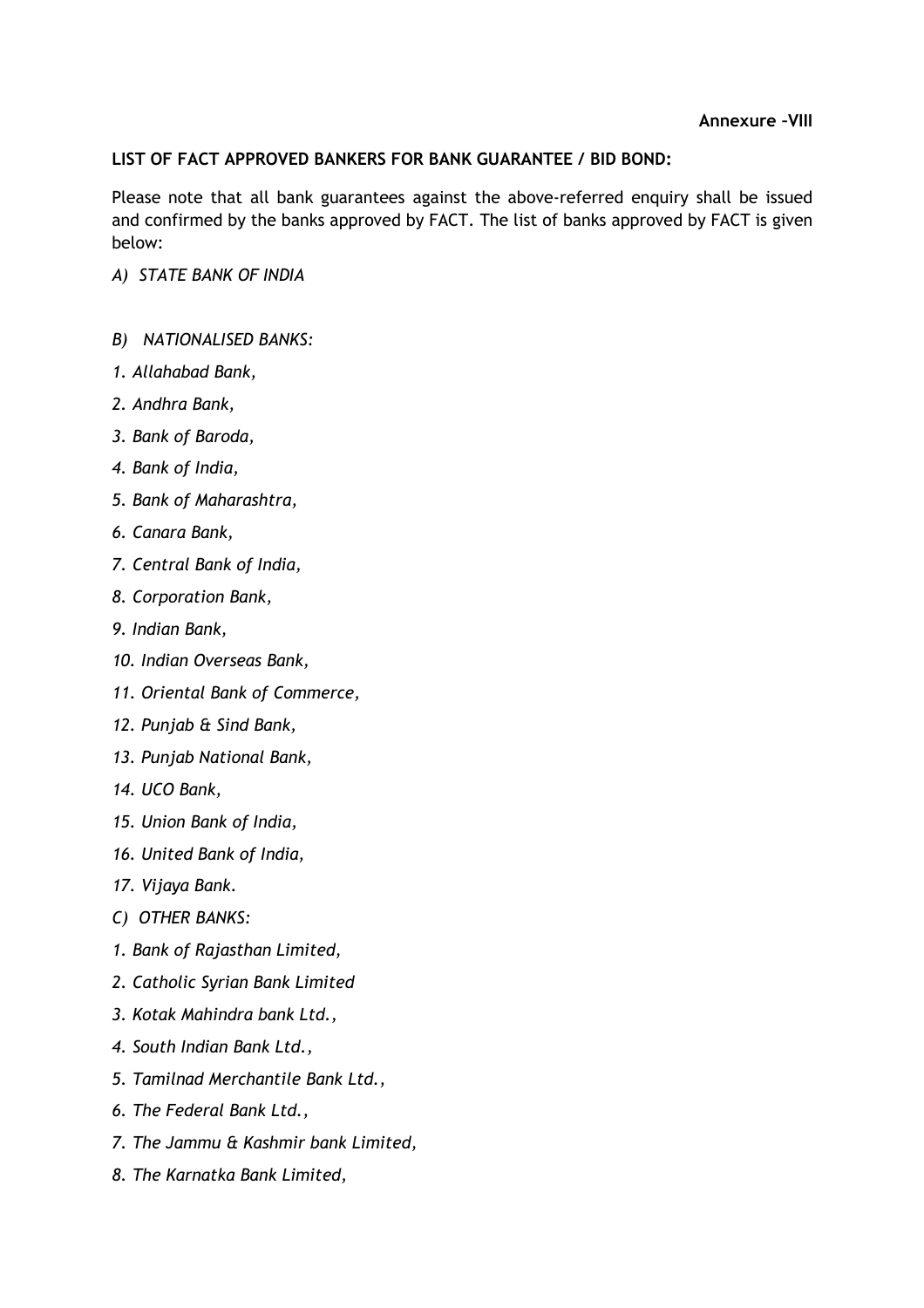**Annexure –VIII**

**LIST OF FACT APPROVED BANKERS FOR BANK GUARANTEE / BID BOND:**

Please note that all bank guarantees against the above-referred enquiry shall be issued and confirmed by the banks approved by FACT. The list of banks approved by FACT is given below:

*A) STATE BANK OF INDIA*

*B) NATIONALISED BANKS:*

*1. Allahabad Bank,*

*2. Andhra Bank,*

*3. Bank of Baroda,*

*4. Bank of India,*

*5. Bank of Maharashtra,*

*6. Canara Bank,*

*7. Central Bank of India,*

*8. Corporation Bank,*

*9. Indian Bank,*

*10. Indian Overseas Bank,*

*11. Oriental Bank of Commerce,*

*12. Punjab & Sind Bank,*

*13. Punjab National Bank,*

*14. UCO Bank,*

*15. Union Bank of India,*

*16. United Bank of India,*

*17. Vijaya Bank.*

*C) OTHER BANKS:*

*1. Bank of Rajasthan Limited,*

*2. Catholic Syrian Bank Limited*

*3. Kotak Mahindra bank Ltd.,*

*4. South Indian Bank Ltd.,*

*5. Tamilnad Merchantile Bank Ltd.,*

*6. The Federal Bank Ltd.,*

*7. The Jammu & Kashmir bank Limited,*

*8. The Karnatka Bank Limited,*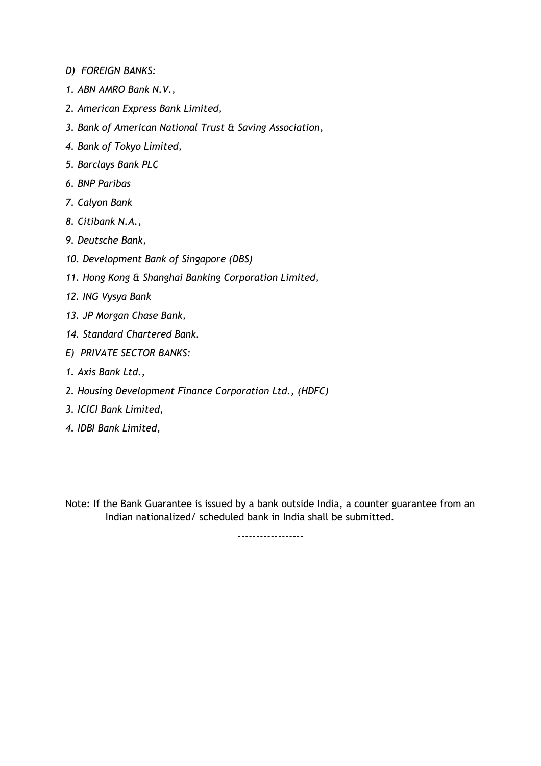*D) FOREIGN BANKS:*

*1. ABN AMRO Bank N.V.,*

*2. American Express Bank Limited,*

*3. Bank of American National Trust & Saving Association,*

*4. Bank of Tokyo Limited,*

*5. Barclays Bank PLC*

*6. BNP Paribas*

*7. Calyon Bank*

*8. Citibank N.A.,*

*9. Deutsche Bank,*

*10. Development Bank of Singapore (DBS)*

*11. Hong Kong & Shanghai Banking Corporation Limited,*

*12. ING Vysya Bank*

*13. JP Morgan Chase Bank,*

*14. Standard Chartered Bank.*

*E) PRIVATE SECTOR BANKS:*

*1. Axis Bank Ltd.,*

*2. Housing Development Finance Corporation Ltd., (HDFC)*

*3. ICICI Bank Limited,*

*4. IDBI Bank Limited,*

Note: If the Bank Guarantee is issued by a bank outside India, a counter guarantee from an Indian nationalized/ scheduled bank in India shall be submitted.

------------------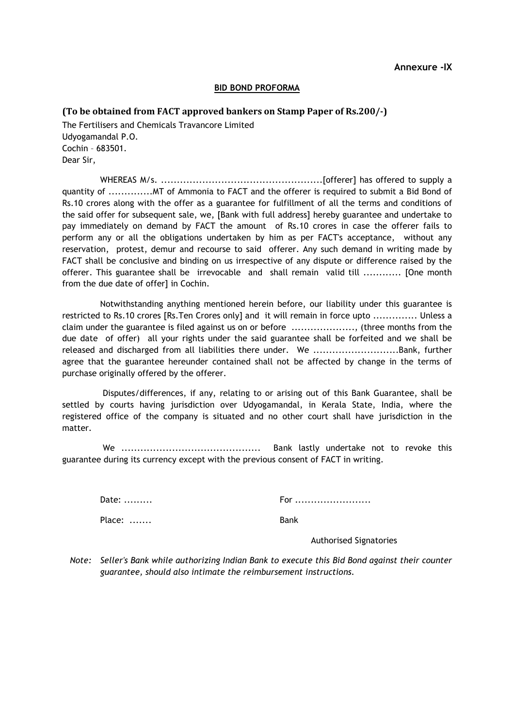**Annexure -IX**

**BID BOND PROFORMA**

**(To be obtained from FACT approved bankers on Stamp Paper of Rs.200/-)**

The Fertilisers and Chemicals Travancore Limited
Udyogamandal P.O.
Cochin – 683501.
Dear Sir,

WHEREAS M/s. ..................................................[offerer] has offered to supply a quantity of .............MT of Ammonia to FACT and the offerer is required to submit a Bid Bond of Rs.10 crores along with the offer as a guarantee for fulfillment of all the terms and conditions of the said offer for subsequent sale, we, [Bank with full address] hereby guarantee and undertake to pay immediately on demand by FACT the amount of Rs.10 crores in case the offerer fails to perform any or all the obligations undertaken by him as per FACT's acceptance, without any reservation, protest, demur and recourse to said offerer. Any such demand in writing made by FACT shall be conclusive and binding on us irrespective of any dispute or difference raised by the offerer. This guarantee shall be irrevocable and shall remain valid till ........... [One month from the due date of offer] in Cochin.

Notwithstanding anything mentioned herein before, our liability under this guarantee is restricted to Rs.10 crores [Rs.Ten Crores only] and it will remain in force upto ............. Unless a claim under the guarantee is filed against us on or before ...................., (three months from the due date of offer) all your rights under the said guarantee shall be forfeited and we shall be released and discharged from all liabilities there under. We ..........................Bank, further agree that the guarantee hereunder contained shall not be affected by change in the terms of purchase originally offered by the offerer.

Disputes/differences, if any, relating to or arising out of this Bank Guarantee, shall be settled by courts having jurisdiction over Udyogamandal, in Kerala State, India, where the registered office of the company is situated and no other court shall have jurisdiction in the matter.

We ........................................... Bank lastly undertake not to revoke this guarantee during its currency except with the previous consent of FACT in writing.

Date: .........

Place: .......

For ........................

Bank

Authorised Signatories

*Note: Seller's Bank while authorizing Indian Bank to execute this Bid Bond against their counter guarantee, should also intimate the reimbursement instructions.*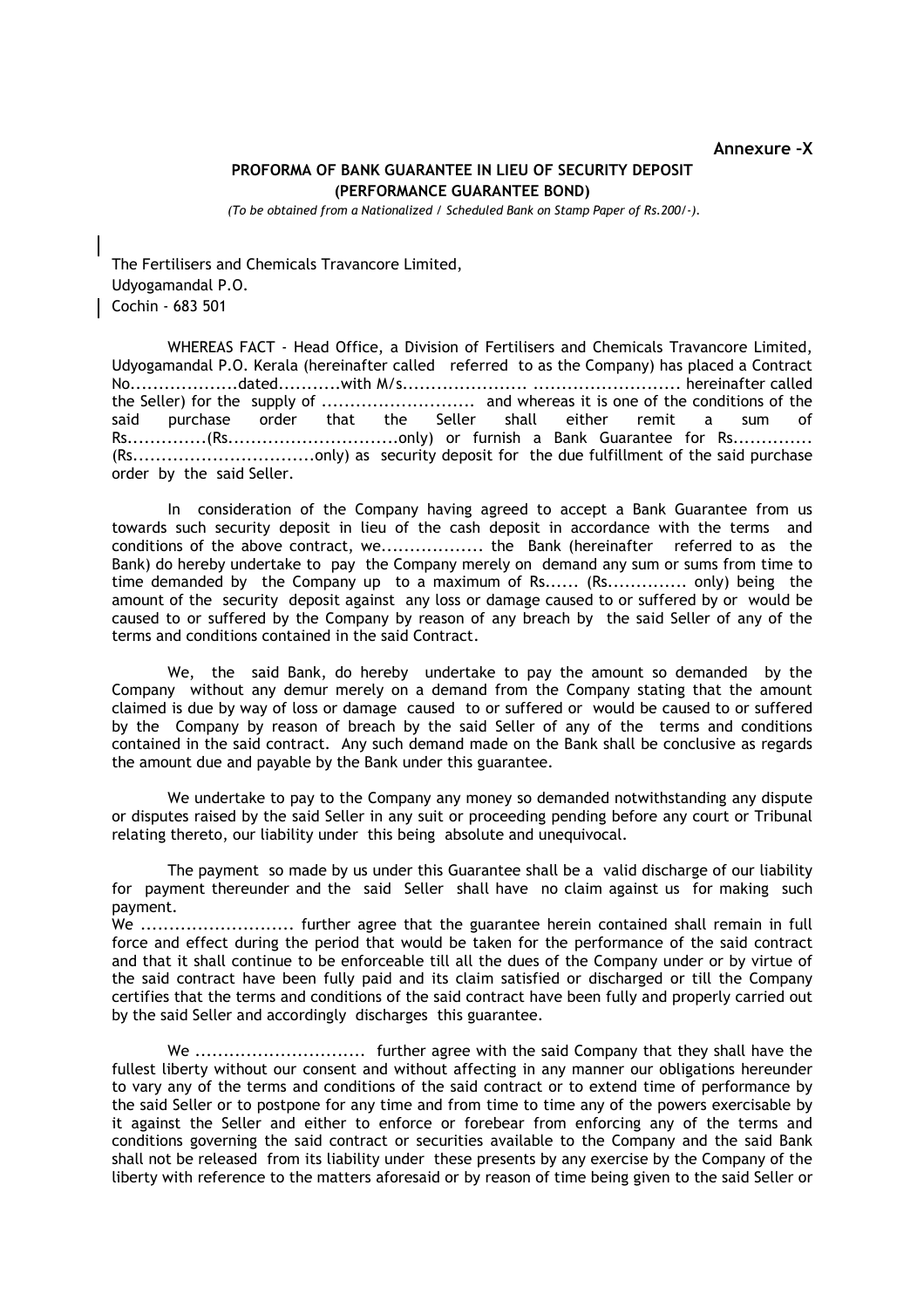**Annexure –X**

**PROFORMA OF BANK GUARANTEE IN LIEU OF SECURITY DEPOSIT (PERFORMANCE GUARANTEE BOND)**

*(To be obtained from a Nationalized / Scheduled Bank on Stamp Paper of Rs.200/-).*

The Fertilisers and Chemicals Travancore Limited,
Udyogamandal P.O.
Cochin - 683 501

WHEREAS FACT - Head Office, a Division of Fertilisers and Chemicals Travancore Limited, Udyogamandal P.O. Kerala (hereinafter called referred to as the Company) has placed a Contract No...................dated...........with M/s..................... .......................... hereinafter called the Seller) for the supply of ........................... and whereas it is one of the conditions of the said purchase order that the Seller shall either remit a sum of Rs..............(Rs..............................only) or furnish a Bank Guarantee for Rs............. (Rs................................only) as security deposit for the due fulfillment of the said purchase order by the said Seller.

In consideration of the Company having agreed to accept a Bank Guarantee from us towards such security deposit in lieu of the cash deposit in accordance with the terms and conditions of the above contract, we.................. the Bank (hereinafter referred to as the Bank) do hereby undertake to pay the Company merely on demand any sum or sums from time to time demanded by the Company up to a maximum of Rs...... (Rs............. only) being the amount of the security deposit against any loss or damage caused to or suffered by or would be caused to or suffered by the Company by reason of any breach by the said Seller of any of the terms and conditions contained in the said Contract.

We, the said Bank, do hereby undertake to pay the amount so demanded by the Company without any demur merely on a demand from the Company stating that the amount claimed is due by way of loss or damage caused to or suffered or would be caused to or suffered by the Company by reason of breach by the said Seller of any of the terms and conditions contained in the said contract. Any such demand made on the Bank shall be conclusive as regards the amount due and payable by the Bank under this guarantee.

We undertake to pay to the Company any money so demanded notwithstanding any dispute or disputes raised by the said Seller in any suit or proceeding pending before any court or Tribunal relating thereto, our liability under this being absolute and unequivocal.

The payment so made by us under this Guarantee shall be a valid discharge of our liability for payment thereunder and the said Seller shall have no claim against us for making such payment.

We ........................... further agree that the guarantee herein contained shall remain in full force and effect during the period that would be taken for the performance of the said contract and that it shall continue to be enforceable till all the dues of the Company under or by virtue of the said contract have been fully paid and its claim satisfied or discharged or till the Company certifies that the terms and conditions of the said contract have been fully and properly carried out by the said Seller and accordingly discharges this guarantee.

We .............................. further agree with the said Company that they shall have the fullest liberty without our consent and without affecting in any manner our obligations hereunder to vary any of the terms and conditions of the said contract or to extend time of performance by the said Seller or to postpone for any time and from time to time any of the powers exercisable by it against the Seller and either to enforce or forebear from enforcing any of the terms and conditions governing the said contract or securities available to the Company and the said Bank shall not be released from its liability under these presents by any exercise by the Company of the liberty with reference to the matters aforesaid or by reason of time being given to the said Seller or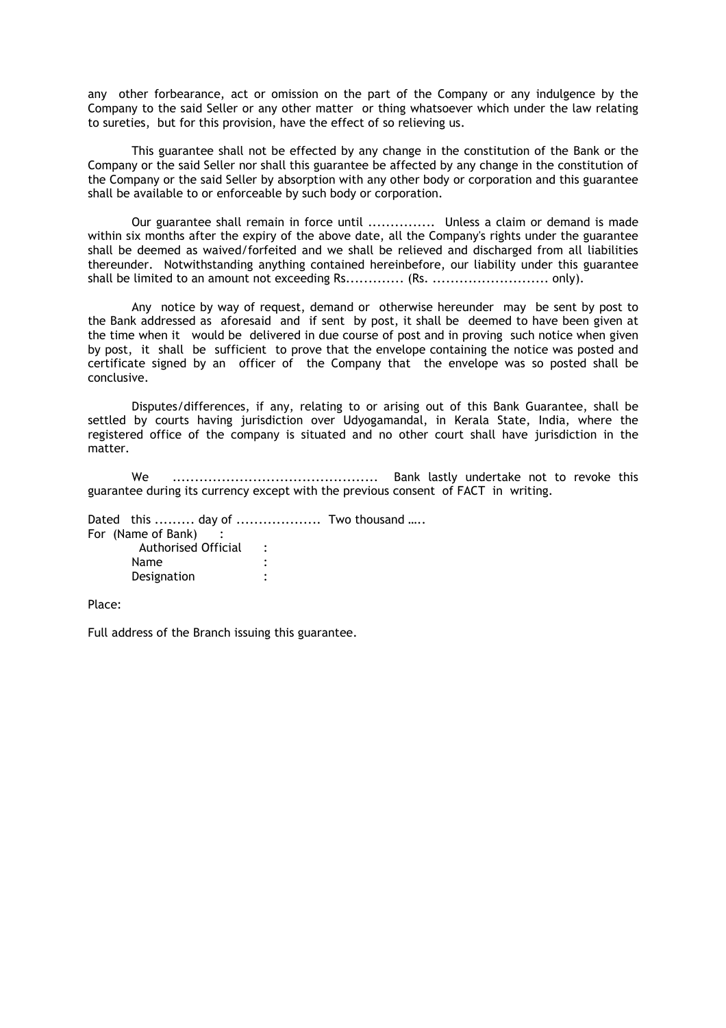any other forbearance, act or omission on the part of the Company or any indulgence by the Company to the said Seller or any other matter or thing whatsoever which under the law relating to sureties, but for this provision, have the effect of so relieving us.

This guarantee shall not be effected by any change in the constitution of the Bank or the Company or the said Seller nor shall this guarantee be affected by any change in the constitution of the Company or the said Seller by absorption with any other body or corporation and this guarantee shall be available to or enforceable by such body or corporation.

Our guarantee shall remain in force until ............... Unless a claim or demand is made within six months after the expiry of the above date, all the Company's rights under the guarantee shall be deemed as waived/forfeited and we shall be relieved and discharged from all liabilities thereunder. Notwithstanding anything contained hereinbefore, our liability under this guarantee shall be limited to an amount not exceeding Rs............. (Rs. .......................... only).

Any notice by way of request, demand or otherwise hereunder may be sent by post to the Bank addressed as aforesaid and if sent by post, it shall be deemed to have been given at the time when it would be delivered in due course of post and in proving such notice when given by post, it shall be sufficient to prove that the envelope containing the notice was posted and certificate signed by an officer of the Company that the envelope was so posted shall be conclusive.

Disputes/differences, if any, relating to or arising out of this Bank Guarantee, shall be settled by courts having jurisdiction over Udyogamandal, in Kerala State, India, where the registered office of the company is situated and no other court shall have jurisdiction in the matter.

We ............................................. Bank lastly undertake not to revoke this guarantee during its currency except with the previous consent of FACT in writing.

Dated this ......... day of .................. Two thousand …..
For (Name of Bank) :
Authorised Official :
Name :
Designation :

Place:

Full address of the Branch issuing this guarantee.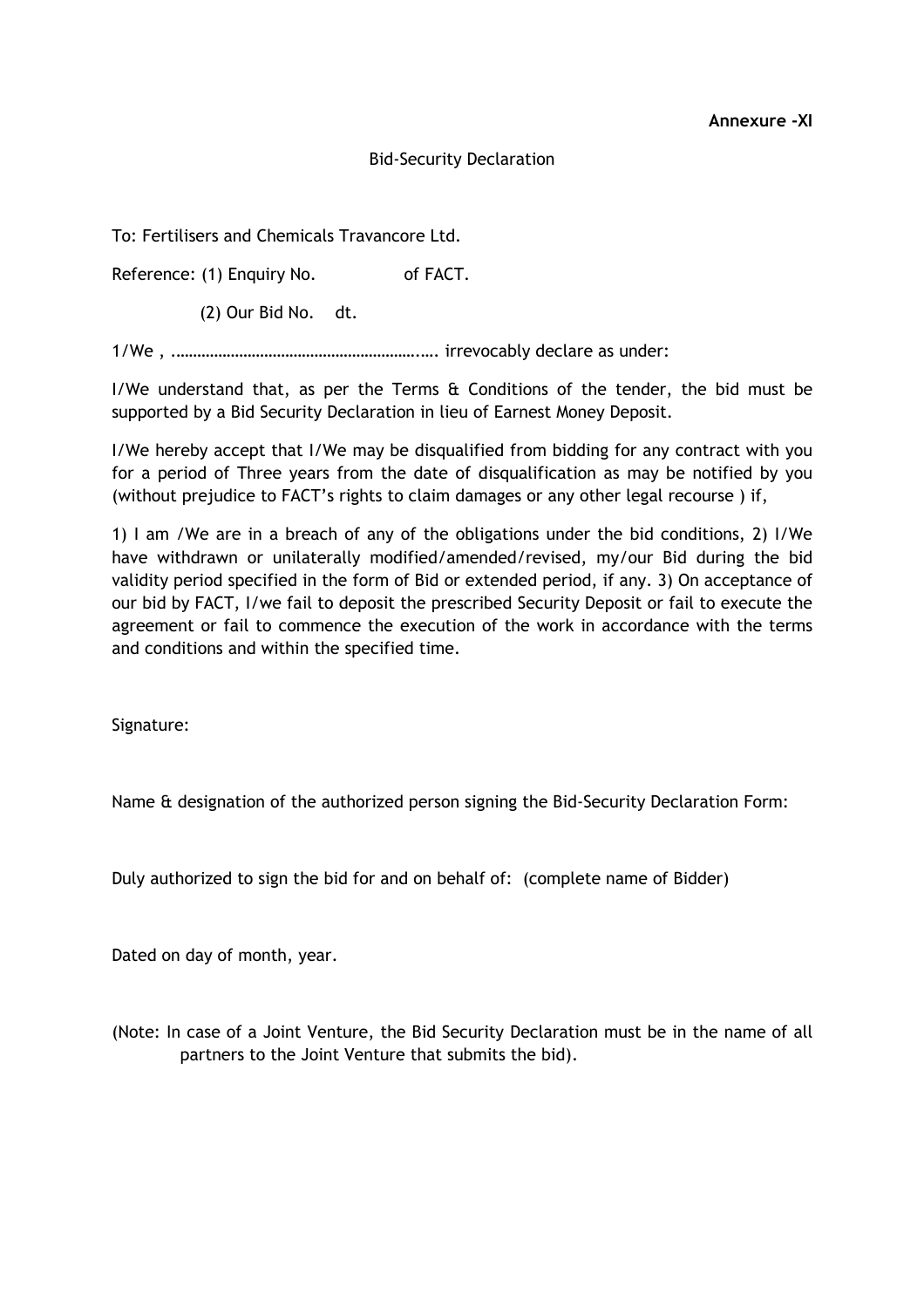**Annexure -XI**

Bid-Security Declaration

To: Fertilisers and Chemicals Travancore Ltd.

Reference: (1) Enquiry No. of FACT.

(2) Our Bid No. dt.

1/We , ……………………………………………….….. irrevocably declare as under:

I/We understand that, as per the Terms & Conditions of the tender, the bid must be supported by a Bid Security Declaration in lieu of Earnest Money Deposit.

I/We hereby accept that I/We may be disqualified from bidding for any contract with you for a period of Three years from the date of disqualification as may be notified by you (without prejudice to FACT's rights to claim damages or any other legal recourse ) if,

1) I am /We are in a breach of any of the obligations under the bid conditions, 2) I/We have withdrawn or unilaterally modified/amended/revised, my/our Bid during the bid validity period specified in the form of Bid or extended period, if any. 3) On acceptance of our bid by FACT, I/we fail to deposit the prescribed Security Deposit or fail to execute the agreement or fail to commence the execution of the work in accordance with the terms and conditions and within the specified time.

Signature:

Name & designation of the authorized person signing the Bid-Security Declaration Form:

Duly authorized to sign the bid for and on behalf of: (complete name of Bidder)

Dated on day of month, year.

(Note: In case of a Joint Venture, the Bid Security Declaration must be in the name of all partners to the Joint Venture that submits the bid).